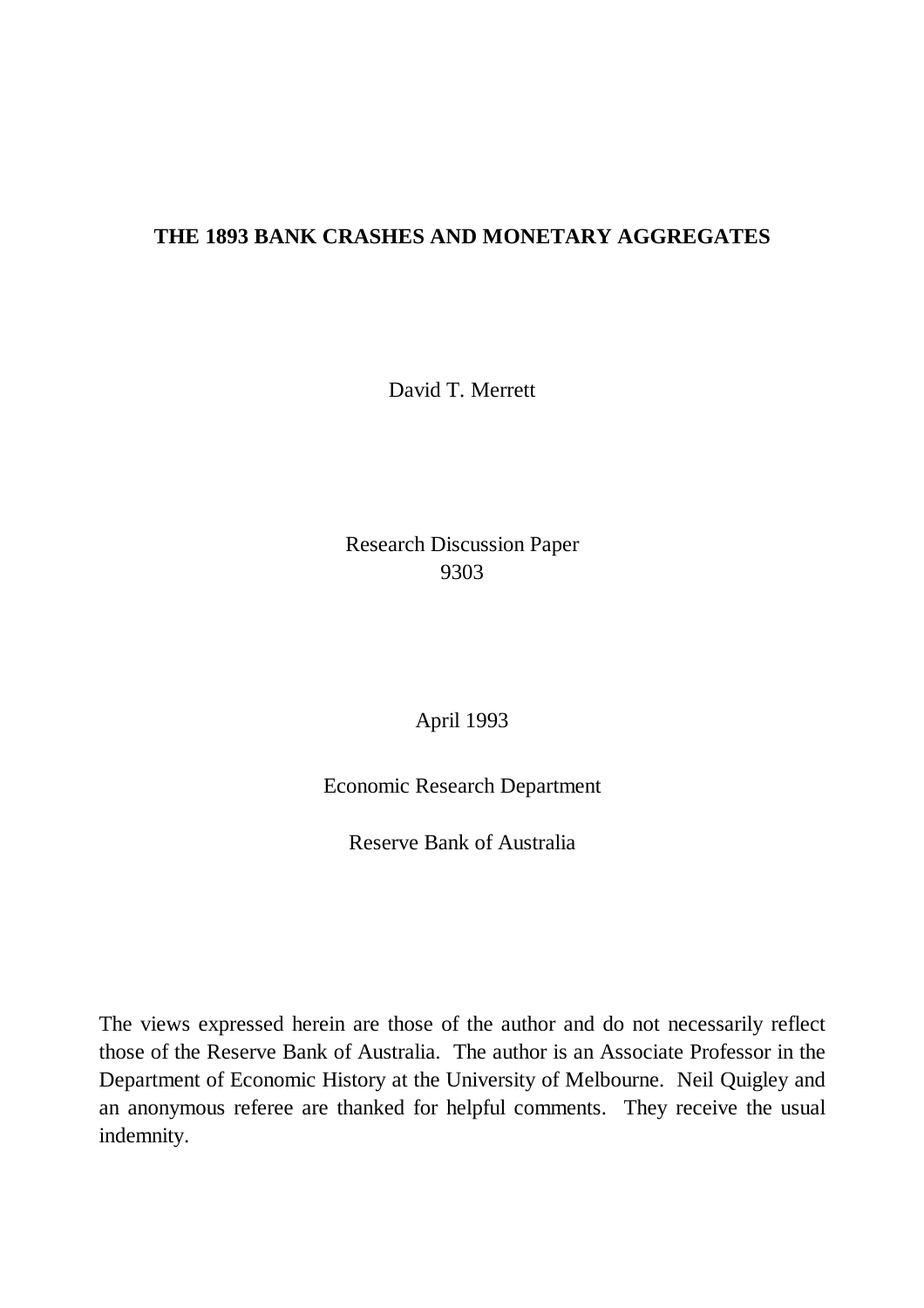# THE 1893 BANK CRASHES AND MONETARY AGGREGATES

David T. Merrett

Research Discussion Paper
9303

April 1993

Economic Research Department

Reserve Bank of Australia

The views expressed herein are those of the author and do not necessarily reflect those of the Reserve Bank of Australia. The author is an Associate Professor in the Department of Economic History at the University of Melbourne. Neil Quigley and an anonymous referee are thanked for helpful comments. They receive the usual indemnity.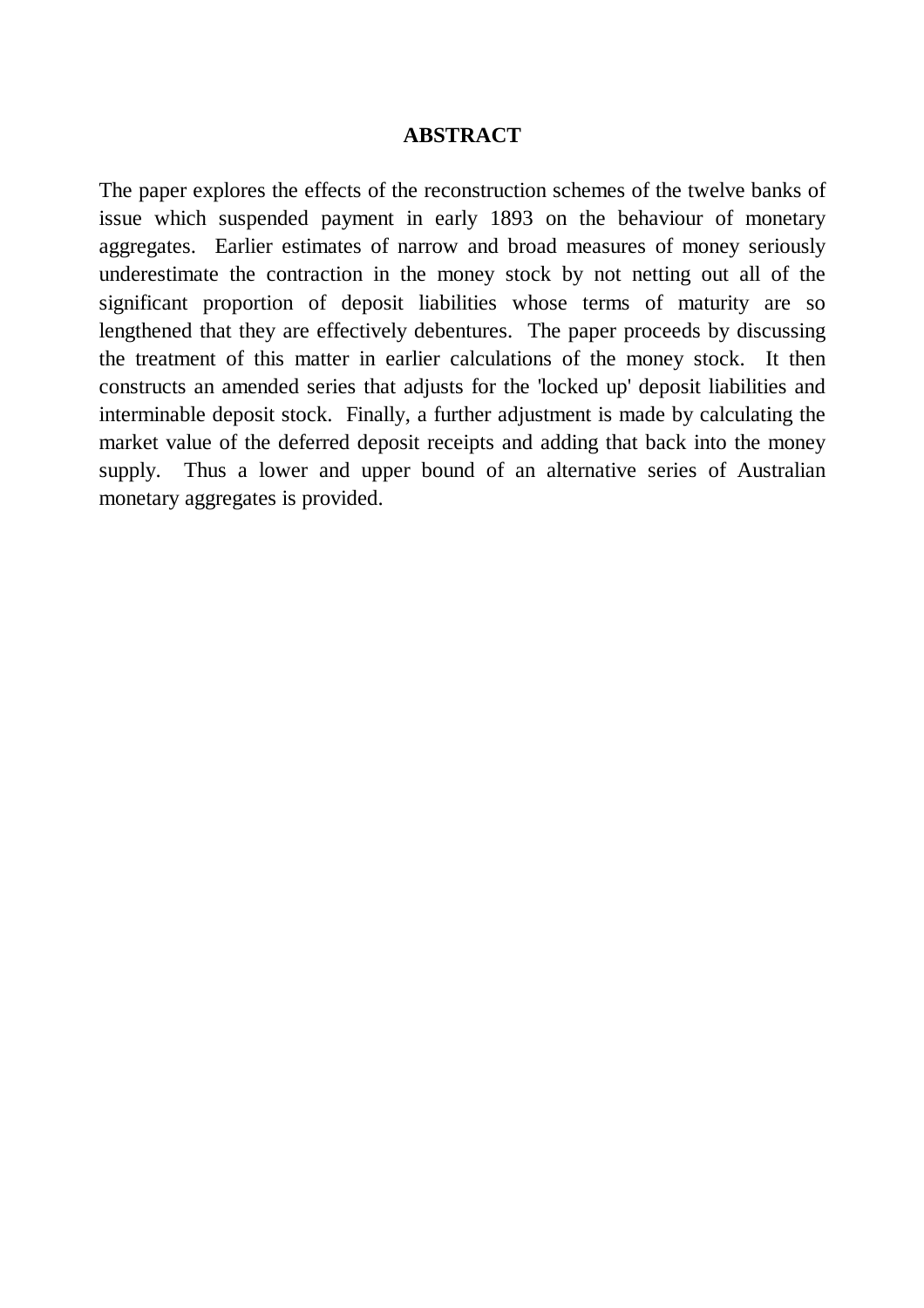## ABSTRACT

The paper explores the effects of the reconstruction schemes of the twelve banks of issue which suspended payment in early 1893 on the behaviour of monetary aggregates. Earlier estimates of narrow and broad measures of money seriously underestimate the contraction in the money stock by not netting out all of the significant proportion of deposit liabilities whose terms of maturity are so lengthened that they are effectively debentures. The paper proceeds by discussing the treatment of this matter in earlier calculations of the money stock. It then constructs an amended series that adjusts for the 'locked up' deposit liabilities and interminable deposit stock. Finally, a further adjustment is made by calculating the market value of the deferred deposit receipts and adding that back into the money supply. Thus a lower and upper bound of an alternative series of Australian monetary aggregates is provided.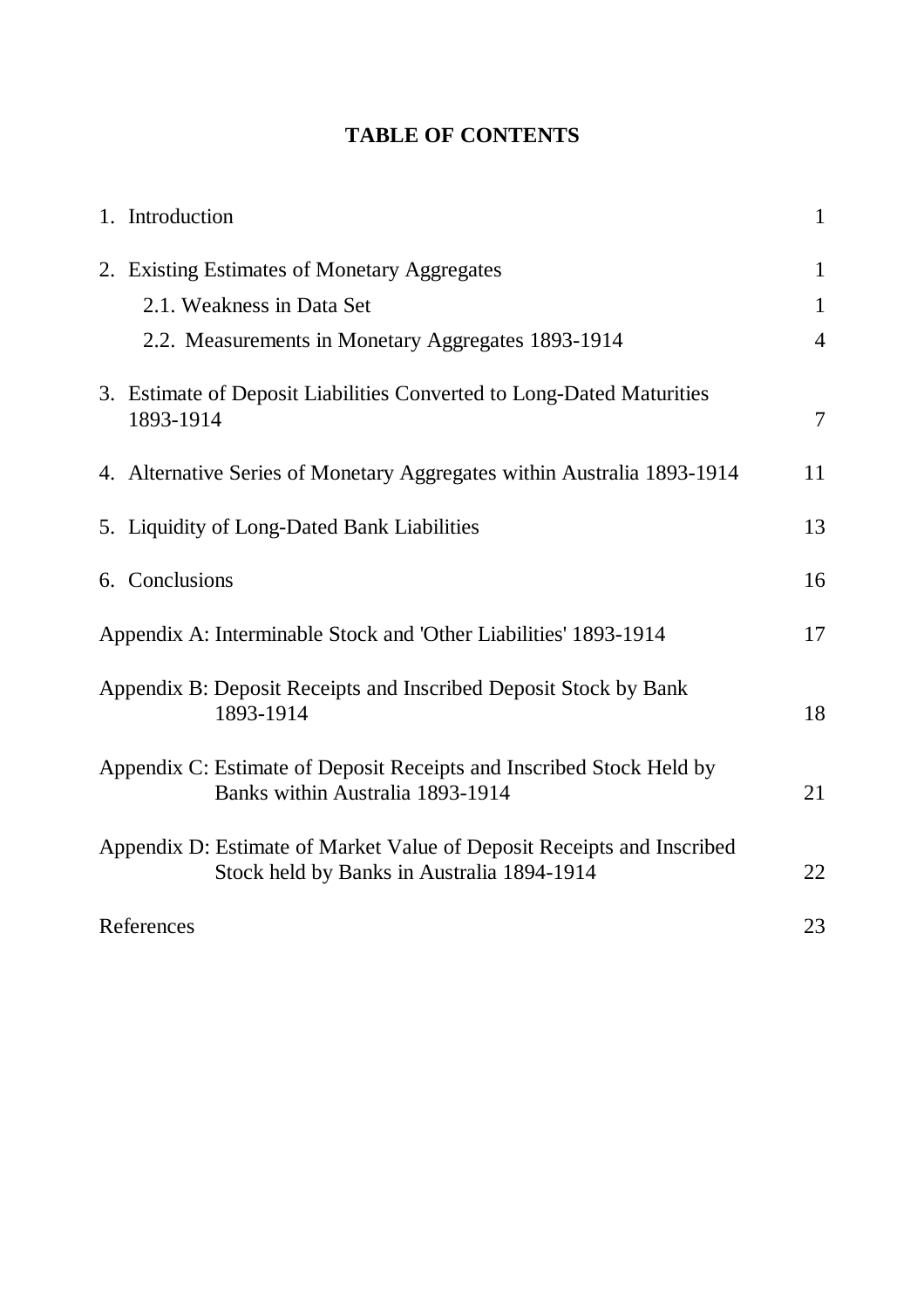**TABLE OF CONTENTS**

| | |
|---|---|
| 1. Introduction | 1 |
| 2. Existing Estimates of Monetary Aggregates | 1 |
| 2.1. Weakness in Data Set | 1 |
| 2.2. Measurements in Monetary Aggregates 1893-1914 | 4 |
| 3. Estimate of Deposit Liabilities Converted to Long-Dated Maturities 1893-1914 | 7 |
| 4. Alternative Series of Monetary Aggregates within Australia 1893-1914 | 11 |
| 5. Liquidity of Long-Dated Bank Liabilities | 13 |
| 6. Conclusions | 16 |
| Appendix A: Interminable Stock and 'Other Liabilities' 1893-1914 | 17 |
| Appendix B: Deposit Receipts and Inscribed Deposit Stock by Bank 1893-1914 | 18 |
| Appendix C: Estimate of Deposit Receipts and Inscribed Stock Held by Banks within Australia 1893-1914 | 21 |
| Appendix D: Estimate of Market Value of Deposit Receipts and Inscribed Stock held by Banks in Australia 1894-1914 | 22 |
| References | 23 |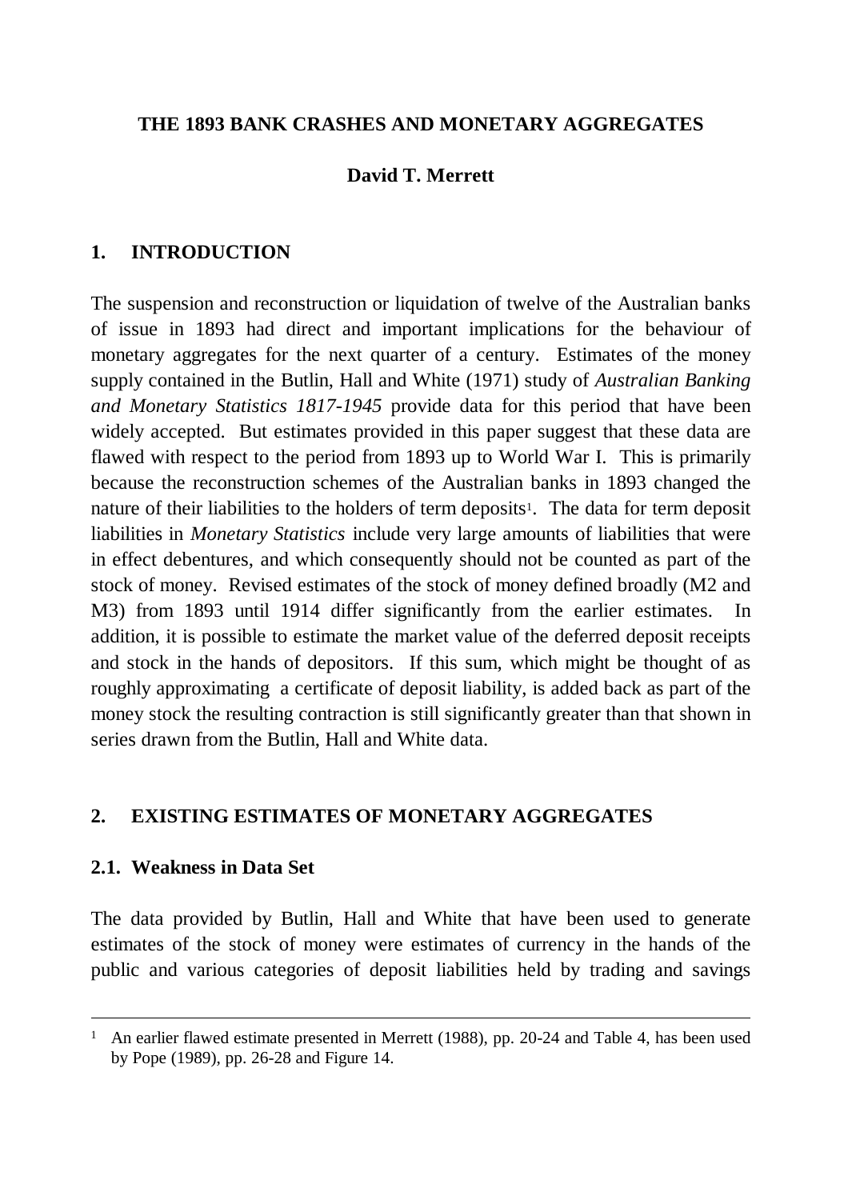# THE 1893 BANK CRASHES AND MONETARY AGGREGATES

**David T. Merrett**

## 1. INTRODUCTION

The suspension and reconstruction or liquidation of twelve of the Australian banks of issue in 1893 had direct and important implications for the behaviour of monetary aggregates for the next quarter of a century. Estimates of the money supply contained in the Butlin, Hall and White (1971) study of *Australian Banking and Monetary Statistics 1817-1945* provide data for this period that have been widely accepted. But estimates provided in this paper suggest that these data are flawed with respect to the period from 1893 up to World War I. This is primarily because the reconstruction schemes of the Australian banks in 1893 changed the nature of their liabilities to the holders of term deposits[1]. The data for term deposit liabilities in *Monetary Statistics* include very large amounts of liabilities that were in effect debentures, and which consequently should not be counted as part of the stock of money. Revised estimates of the stock of money defined broadly (M2 and M3) from 1893 until 1914 differ significantly from the earlier estimates. In addition, it is possible to estimate the market value of the deferred deposit receipts and stock in the hands of depositors. If this sum, which might be thought of as roughly approximating a certificate of deposit liability, is added back as part of the money stock the resulting contraction is still significantly greater than that shown in series drawn from the Butlin, Hall and White data.

## 2. EXISTING ESTIMATES OF MONETARY AGGREGATES

### 2.1. Weakness in Data Set

The data provided by Butlin, Hall and White that have been used to generate estimates of the stock of money were estimates of currency in the hands of the public and various categories of deposit liabilities held by trading and savings

---

[1] An earlier flawed estimate presented in Merrett (1988), pp. 20-24 and Table 4, has been used by Pope (1989), pp. 26-28 and Figure 14.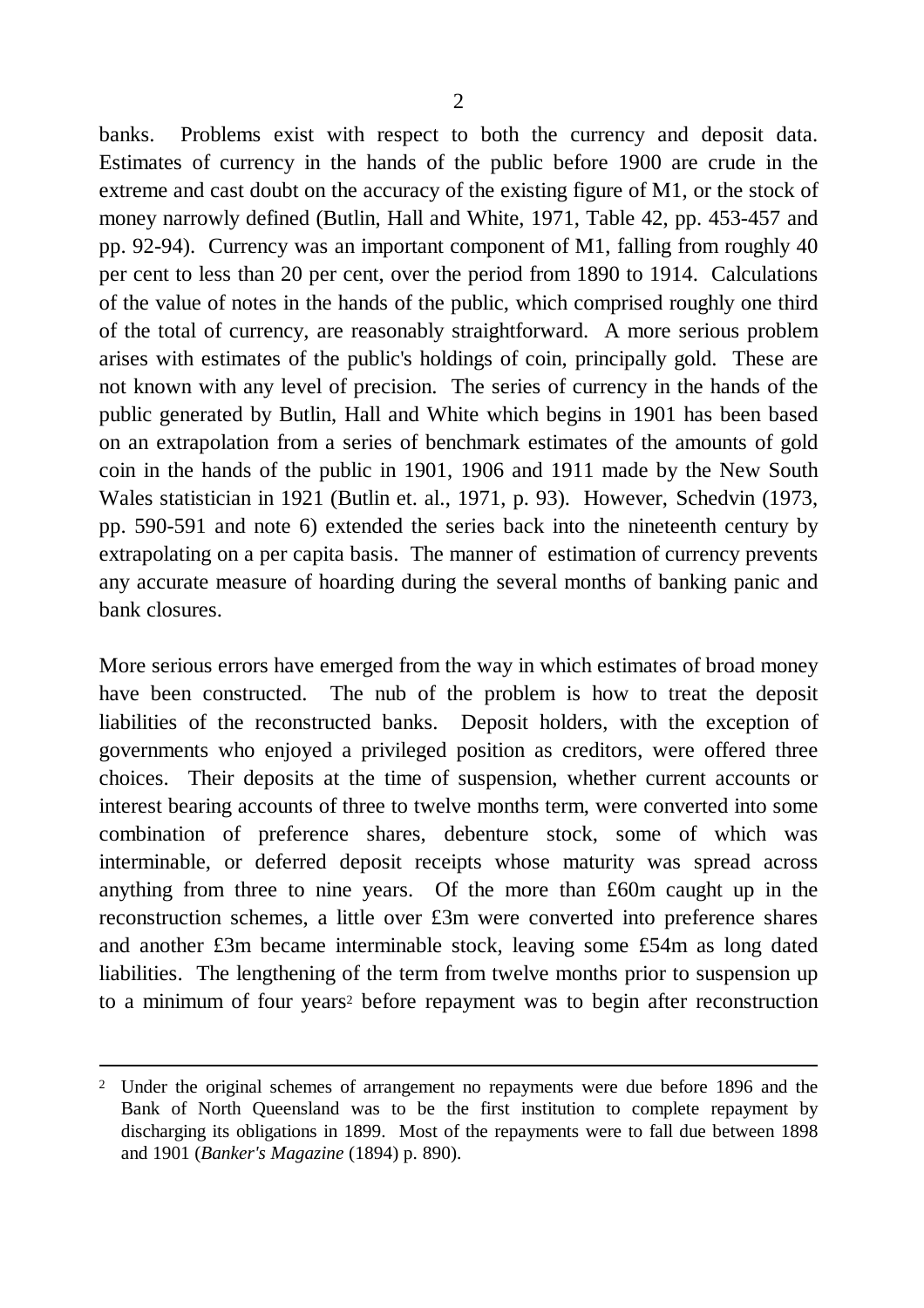banks. Problems exist with respect to both the currency and deposit data. Estimates of currency in the hands of the public before 1900 are crude in the extreme and cast doubt on the accuracy of the existing figure of M1, or the stock of money narrowly defined (Butlin, Hall and White, 1971, Table 42, pp. 453-457 and pp. 92-94). Currency was an important component of M1, falling from roughly 40 per cent to less than 20 per cent, over the period from 1890 to 1914. Calculations of the value of notes in the hands of the public, which comprised roughly one third of the total of currency, are reasonably straightforward. A more serious problem arises with estimates of the public's holdings of coin, principally gold. These are not known with any level of precision. The series of currency in the hands of the public generated by Butlin, Hall and White which begins in 1901 has been based on an extrapolation from a series of benchmark estimates of the amounts of gold coin in the hands of the public in 1901, 1906 and 1911 made by the New South Wales statistician in 1921 (Butlin et. al., 1971, p. 93). However, Schedvin (1973, pp. 590-591 and note 6) extended the series back into the nineteenth century by extrapolating on a per capita basis. The manner of estimation of currency prevents any accurate measure of hoarding during the several months of banking panic and bank closures.

More serious errors have emerged from the way in which estimates of broad money have been constructed. The nub of the problem is how to treat the deposit liabilities of the reconstructed banks. Deposit holders, with the exception of governments who enjoyed a privileged position as creditors, were offered three choices. Their deposits at the time of suspension, whether current accounts or interest bearing accounts of three to twelve months term, were converted into some combination of preference shares, debenture stock, some of which was interminable, or deferred deposit receipts whose maturity was spread across anything from three to nine years. Of the more than £60m caught up in the reconstruction schemes, a little over £3m were converted into preference shares and another £3m became interminable stock, leaving some £54m as long dated liabilities. The lengthening of the term from twelve months prior to suspension up to a minimum of four years[2] before repayment was to begin after reconstruction

---

[2] Under the original schemes of arrangement no repayments were due before 1896 and the Bank of North Queensland was to be the first institution to complete repayment by discharging its obligations in 1899. Most of the repayments were to fall due between 1898 and 1901 (*Banker's Magazine* (1894) p. 890).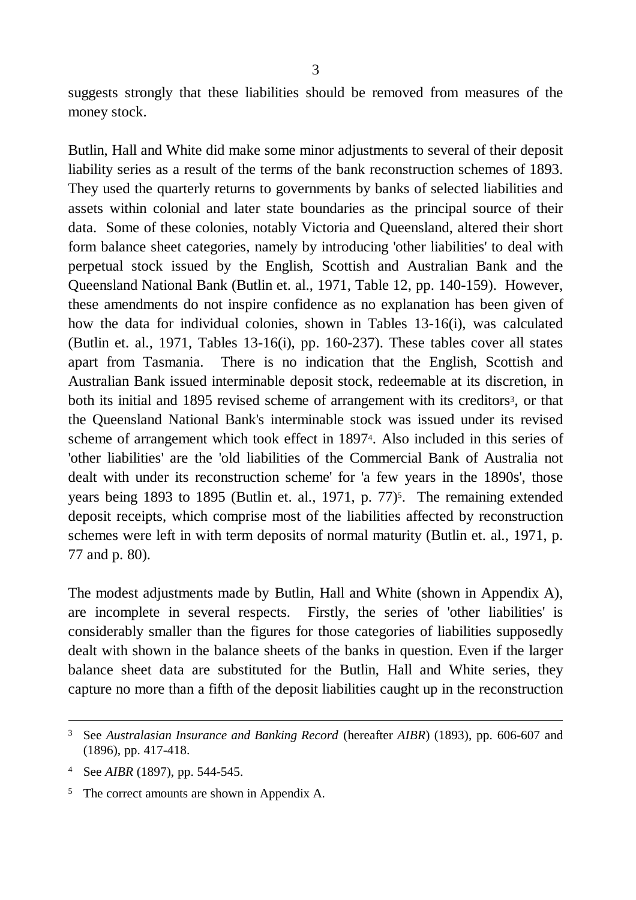suggests strongly that these liabilities should be removed from measures of the money stock.

Butlin, Hall and White did make some minor adjustments to several of their deposit liability series as a result of the terms of the bank reconstruction schemes of 1893. They used the quarterly returns to governments by banks of selected liabilities and assets within colonial and later state boundaries as the principal source of their data. Some of these colonies, notably Victoria and Queensland, altered their short form balance sheet categories, namely by introducing 'other liabilities' to deal with perpetual stock issued by the English, Scottish and Australian Bank and the Queensland National Bank (Butlin et. al., 1971, Table 12, pp. 140-159). However, these amendments do not inspire confidence as no explanation has been given of how the data for individual colonies, shown in Tables 13-16(i), was calculated (Butlin et. al., 1971, Tables 13-16(i), pp. 160-237). These tables cover all states apart from Tasmania. There is no indication that the English, Scottish and Australian Bank issued interminable deposit stock, redeemable at its discretion, in both its initial and 1895 revised scheme of arrangement with its creditors[3], or that the Queensland National Bank's interminable stock was issued under its revised scheme of arrangement which took effect in 1897[4]. Also included in this series of 'other liabilities' are the 'old liabilities of the Commercial Bank of Australia not dealt with under its reconstruction scheme' for 'a few years in the 1890s', those years being 1893 to 1895 (Butlin et. al., 1971, p. 77)[5]. The remaining extended deposit receipts, which comprise most of the liabilities affected by reconstruction schemes were left in with term deposits of normal maturity (Butlin et. al., 1971, p. 77 and p. 80).

The modest adjustments made by Butlin, Hall and White (shown in Appendix A), are incomplete in several respects. Firstly, the series of 'other liabilities' is considerably smaller than the figures for those categories of liabilities supposedly dealt with shown in the balance sheets of the banks in question. Even if the larger balance sheet data are substituted for the Butlin, Hall and White series, they capture no more than a fifth of the deposit liabilities caught up in the reconstruction

---

[3] See *Australasian Insurance and Banking Record* (hereafter *AIBR*) (1893), pp. 606-607 and (1896), pp. 417-418.

[4] See *AIBR* (1897), pp. 544-545.

[5] The correct amounts are shown in Appendix A.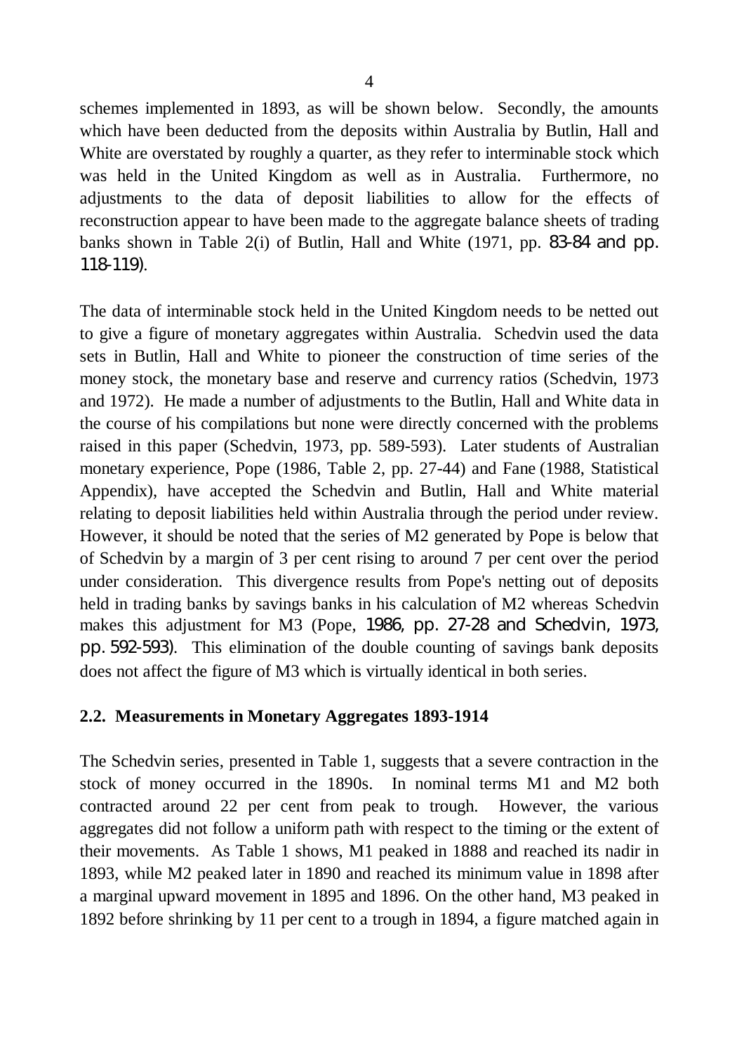schemes implemented in 1893, as will be shown below. Secondly, the amounts which have been deducted from the deposits within Australia by Butlin, Hall and White are overstated by roughly a quarter, as they refer to interminable stock which was held in the United Kingdom as well as in Australia. Furthermore, no adjustments to the data of deposit liabilities to allow for the effects of reconstruction appear to have been made to the aggregate balance sheets of trading banks shown in Table 2(i) of Butlin, Hall and White (1971, pp. 83-84 and pp. 118-119).

The data of interminable stock held in the United Kingdom needs to be netted out to give a figure of monetary aggregates within Australia. Schedvin used the data sets in Butlin, Hall and White to pioneer the construction of time series of the money stock, the monetary base and reserve and currency ratios (Schedvin, 1973 and 1972). He made a number of adjustments to the Butlin, Hall and White data in the course of his compilations but none were directly concerned with the problems raised in this paper (Schedvin, 1973, pp. 589-593). Later students of Australian monetary experience, Pope (1986, Table 2, pp. 27-44) and Fane (1988, Statistical Appendix), have accepted the Schedvin and Butlin, Hall and White material relating to deposit liabilities held within Australia through the period under review. However, it should be noted that the series of M2 generated by Pope is below that of Schedvin by a margin of 3 per cent rising to around 7 per cent over the period under consideration. This divergence results from Pope's netting out of deposits held in trading banks by savings banks in his calculation of M2 whereas Schedvin makes this adjustment for M3 (Pope, 1986, pp. 27-28 and Schedvin, 1973, pp. 592-593). This elimination of the double counting of savings bank deposits does not affect the figure of M3 which is virtually identical in both series.

## 2.2. Measurements in Monetary Aggregates 1893-1914

The Schedvin series, presented in Table 1, suggests that a severe contraction in the stock of money occurred in the 1890s. In nominal terms M1 and M2 both contracted around 22 per cent from peak to trough. However, the various aggregates did not follow a uniform path with respect to the timing or the extent of their movements. As Table 1 shows, M1 peaked in 1888 and reached its nadir in 1893, while M2 peaked later in 1890 and reached its minimum value in 1898 after a marginal upward movement in 1895 and 1896. On the other hand, M3 peaked in 1892 before shrinking by 11 per cent to a trough in 1894, a figure matched again in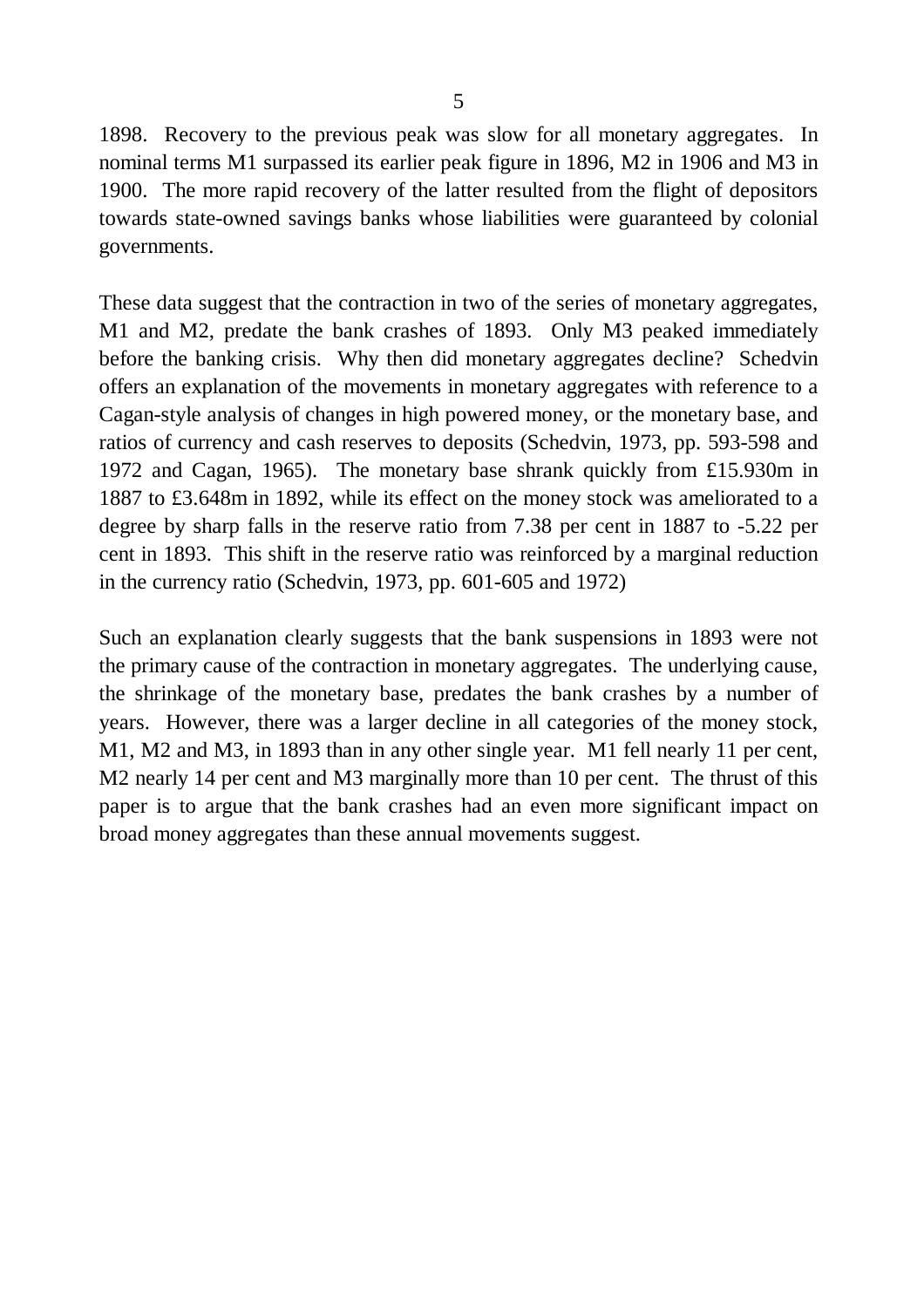1898. Recovery to the previous peak was slow for all monetary aggregates. In nominal terms M1 surpassed its earlier peak figure in 1896, M2 in 1906 and M3 in 1900. The more rapid recovery of the latter resulted from the flight of depositors towards state-owned savings banks whose liabilities were guaranteed by colonial governments.

These data suggest that the contraction in two of the series of monetary aggregates, M1 and M2, predate the bank crashes of 1893. Only M3 peaked immediately before the banking crisis. Why then did monetary aggregates decline? Schedvin offers an explanation of the movements in monetary aggregates with reference to a Cagan-style analysis of changes in high powered money, or the monetary base, and ratios of currency and cash reserves to deposits (Schedvin, 1973, pp. 593-598 and 1972 and Cagan, 1965). The monetary base shrank quickly from £15.930m in 1887 to £3.648m in 1892, while its effect on the money stock was ameliorated to a degree by sharp falls in the reserve ratio from 7.38 per cent in 1887 to -5.22 per cent in 1893. This shift in the reserve ratio was reinforced by a marginal reduction in the currency ratio (Schedvin, 1973, pp. 601-605 and 1972)

Such an explanation clearly suggests that the bank suspensions in 1893 were not the primary cause of the contraction in monetary aggregates. The underlying cause, the shrinkage of the monetary base, predates the bank crashes by a number of years. However, there was a larger decline in all categories of the money stock, M1, M2 and M3, in 1893 than in any other single year. M1 fell nearly 11 per cent, M2 nearly 14 per cent and M3 marginally more than 10 per cent. The thrust of this paper is to argue that the bank crashes had an even more significant impact on broad money aggregates than these annual movements suggest.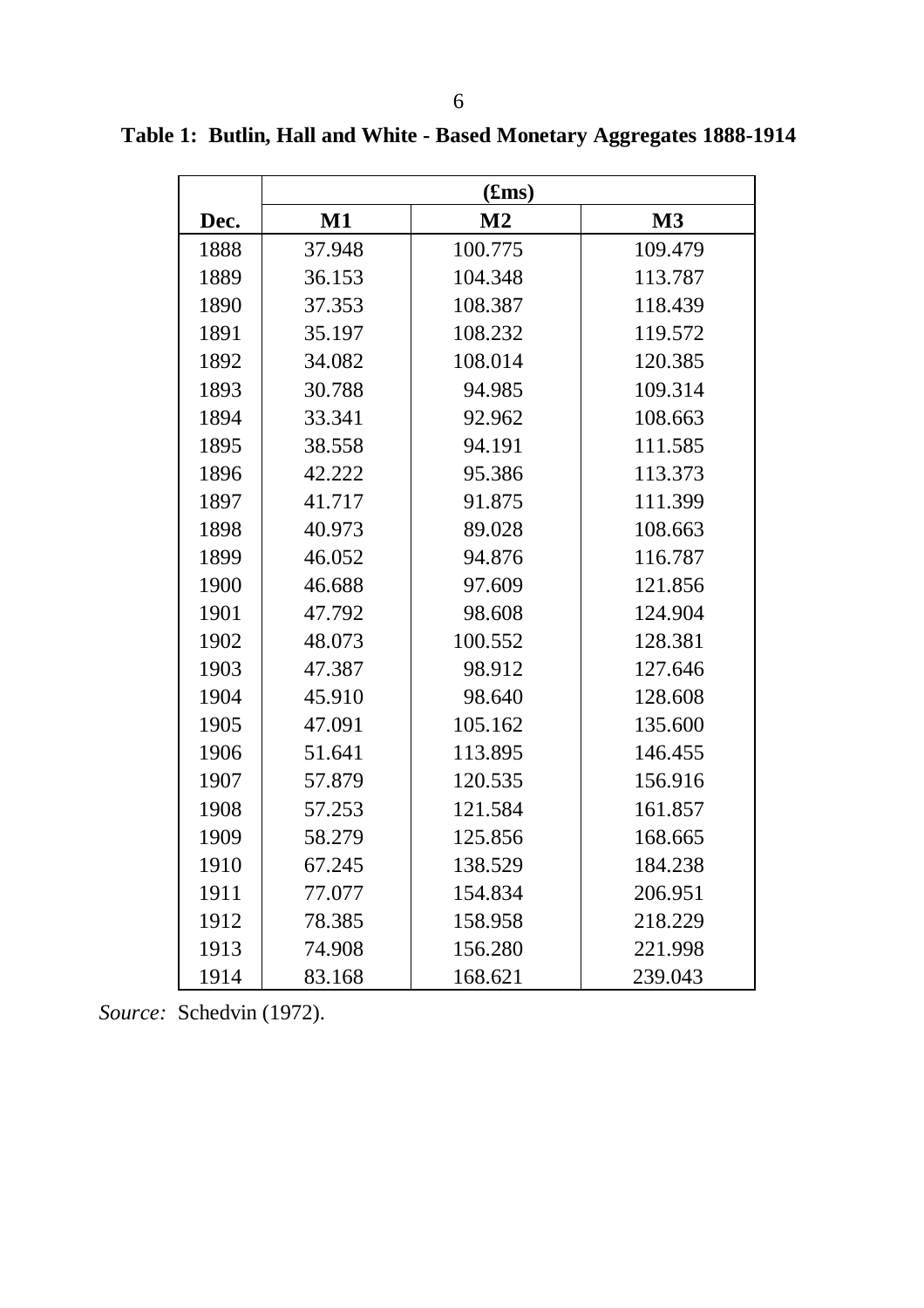**Table 1: Butlin, Hall and White - Based Monetary Aggregates 1888-1914**

| | (£ms) | | |
|---|---|---|---|
| Dec. | M1 | M2 | M3 |
| 1888 | 37.948 | 100.775 | 109.479 |
| 1889 | 36.153 | 104.348 | 113.787 |
| 1890 | 37.353 | 108.387 | 118.439 |
| 1891 | 35.197 | 108.232 | 119.572 |
| 1892 | 34.082 | 108.014 | 120.385 |
| 1893 | 30.788 | 94.985 | 109.314 |
| 1894 | 33.341 | 92.962 | 108.663 |
| 1895 | 38.558 | 94.191 | 111.585 |
| 1896 | 42.222 | 95.386 | 113.373 |
| 1897 | 41.717 | 91.875 | 111.399 |
| 1898 | 40.973 | 89.028 | 108.663 |
| 1899 | 46.052 | 94.876 | 116.787 |
| 1900 | 46.688 | 97.609 | 121.856 |
| 1901 | 47.792 | 98.608 | 124.904 |
| 1902 | 48.073 | 100.552 | 128.381 |
| 1903 | 47.387 | 98.912 | 127.646 |
| 1904 | 45.910 | 98.640 | 128.608 |
| 1905 | 47.091 | 105.162 | 135.600 |
| 1906 | 51.641 | 113.895 | 146.455 |
| 1907 | 57.879 | 120.535 | 156.916 |
| 1908 | 57.253 | 121.584 | 161.857 |
| 1909 | 58.279 | 125.856 | 168.665 |
| 1910 | 67.245 | 138.529 | 184.238 |
| 1911 | 77.077 | 154.834 | 206.951 |
| 1912 | 78.385 | 158.958 | 218.229 |
| 1913 | 74.908 | 156.280 | 221.998 |
| 1914 | 83.168 | 168.621 | 239.043 |

*Source:* Schedvin (1972).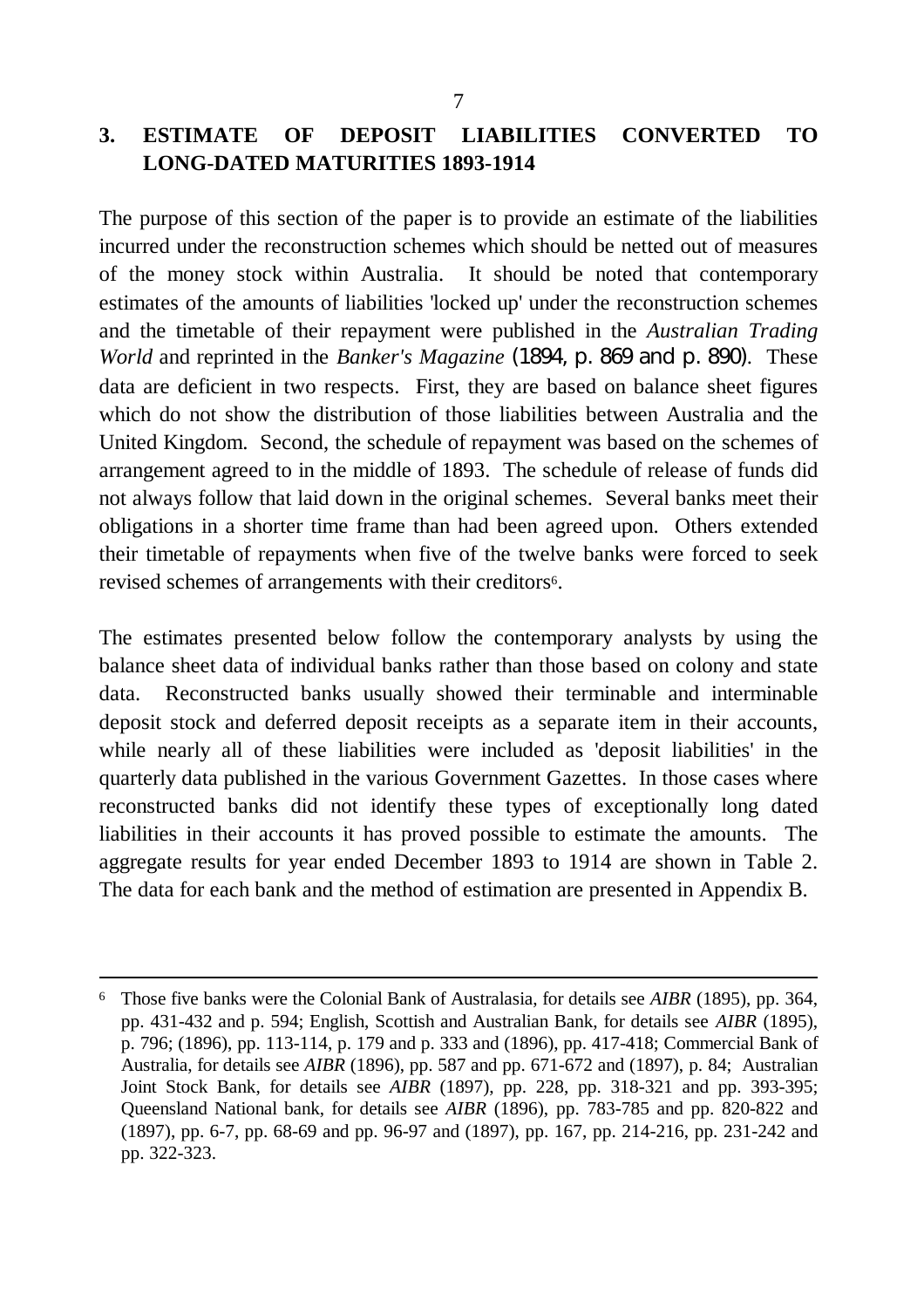## 3. ESTIMATE OF DEPOSIT LIABILITIES CONVERTED TO LONG-DATED MATURITIES 1893-1914

The purpose of this section of the paper is to provide an estimate of the liabilities incurred under the reconstruction schemes which should be netted out of measures of the money stock within Australia. It should be noted that contemporary estimates of the amounts of liabilities 'locked up' under the reconstruction schemes and the timetable of their repayment were published in the *Australian Trading World* and reprinted in the *Banker's Magazine* (1894, p. 869 and p. 890). These data are deficient in two respects. First, they are based on balance sheet figures which do not show the distribution of those liabilities between Australia and the United Kingdom. Second, the schedule of repayment was based on the schemes of arrangement agreed to in the middle of 1893. The schedule of release of funds did not always follow that laid down in the original schemes. Several banks meet their obligations in a shorter time frame than had been agreed upon. Others extended their timetable of repayments when five of the twelve banks were forced to seek revised schemes of arrangements with their creditors[6].

The estimates presented below follow the contemporary analysts by using the balance sheet data of individual banks rather than those based on colony and state data. Reconstructed banks usually showed their terminable and interminable deposit stock and deferred deposit receipts as a separate item in their accounts, while nearly all of these liabilities were included as 'deposit liabilities' in the quarterly data published in the various Government Gazettes. In those cases where reconstructed banks did not identify these types of exceptionally long dated liabilities in their accounts it has proved possible to estimate the amounts. The aggregate results for year ended December 1893 to 1914 are shown in Table 2. The data for each bank and the method of estimation are presented in Appendix B.

---

[6] Those five banks were the Colonial Bank of Australasia, for details see *AIBR* (1895), pp. 364, pp. 431-432 and p. 594; English, Scottish and Australian Bank, for details see *AIBR* (1895), p. 796; (1896), pp. 113-114, p. 179 and p. 333 and (1896), pp. 417-418; Commercial Bank of Australia, for details see *AIBR* (1896), pp. 587 and pp. 671-672 and (1897), p. 84; Australian Joint Stock Bank, for details see *AIBR* (1897), pp. 228, pp. 318-321 and pp. 393-395; Queensland National bank, for details see *AIBR* (1896), pp. 783-785 and pp. 820-822 and (1897), pp. 6-7, pp. 68-69 and pp. 96-97 and (1897), pp. 167, pp. 214-216, pp. 231-242 and pp. 322-323.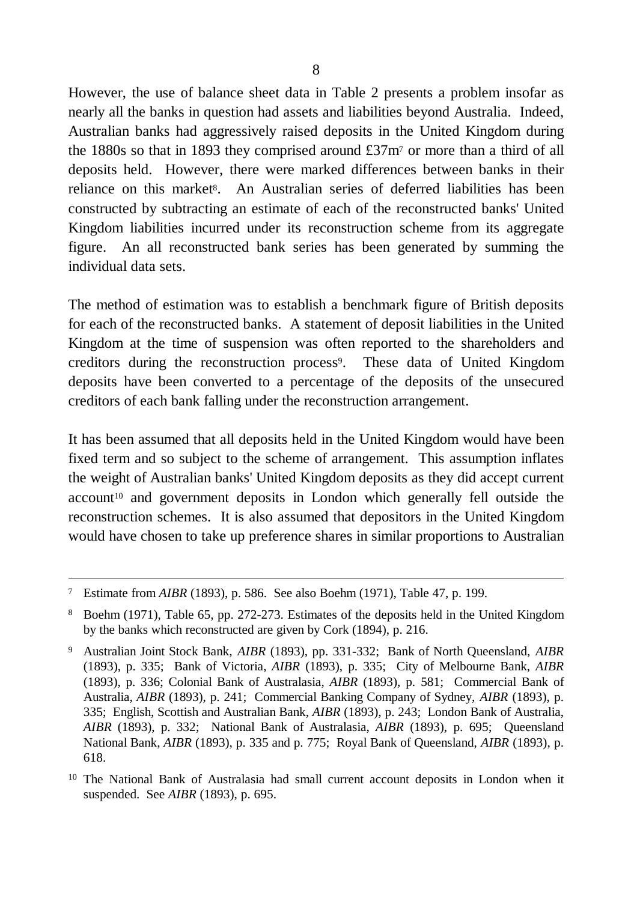However, the use of balance sheet data in Table 2 presents a problem insofar as nearly all the banks in question had assets and liabilities beyond Australia. Indeed, Australian banks had aggressively raised deposits in the United Kingdom during the 1880s so that in 1893 they comprised around £37m[7] or more than a third of all deposits held. However, there were marked differences between banks in their reliance on this market[8]. An Australian series of deferred liabilities has been constructed by subtracting an estimate of each of the reconstructed banks' United Kingdom liabilities incurred under its reconstruction scheme from its aggregate figure. An all reconstructed bank series has been generated by summing the individual data sets.

The method of estimation was to establish a benchmark figure of British deposits for each of the reconstructed banks. A statement of deposit liabilities in the United Kingdom at the time of suspension was often reported to the shareholders and creditors during the reconstruction process[9]. These data of United Kingdom deposits have been converted to a percentage of the deposits of the unsecured creditors of each bank falling under the reconstruction arrangement.

It has been assumed that all deposits held in the United Kingdom would have been fixed term and so subject to the scheme of arrangement. This assumption inflates the weight of Australian banks' United Kingdom deposits as they did accept current account[10] and government deposits in London which generally fell outside the reconstruction schemes. It is also assumed that depositors in the United Kingdom would have chosen to take up preference shares in similar proportions to Australian

---

[7] Estimate from *AIBR* (1893), p. 586. See also Boehm (1971), Table 47, p. 199.

[8] Boehm (1971), Table 65, pp. 272-273. Estimates of the deposits held in the United Kingdom by the banks which reconstructed are given by Cork (1894), p. 216.

[9] Australian Joint Stock Bank, *AIBR* (1893), pp. 331-332; Bank of North Queensland, *AIBR* (1893), p. 335; Bank of Victoria, *AIBR* (1893), p. 335; City of Melbourne Bank, *AIBR* (1893), p. 336; Colonial Bank of Australasia, *AIBR* (1893), p. 581; Commercial Bank of Australia, *AIBR* (1893), p. 241; Commercial Banking Company of Sydney, *AIBR* (1893), p. 335; English, Scottish and Australian Bank, *AIBR* (1893), p. 243; London Bank of Australia, *AIBR* (1893), p. 332; National Bank of Australasia, *AIBR* (1893), p. 695; Queensland National Bank, *AIBR* (1893), p. 335 and p. 775; Royal Bank of Queensland, *AIBR* (1893), p. 618.

[10] The National Bank of Australasia had small current account deposits in London when it suspended. See *AIBR* (1893), p. 695.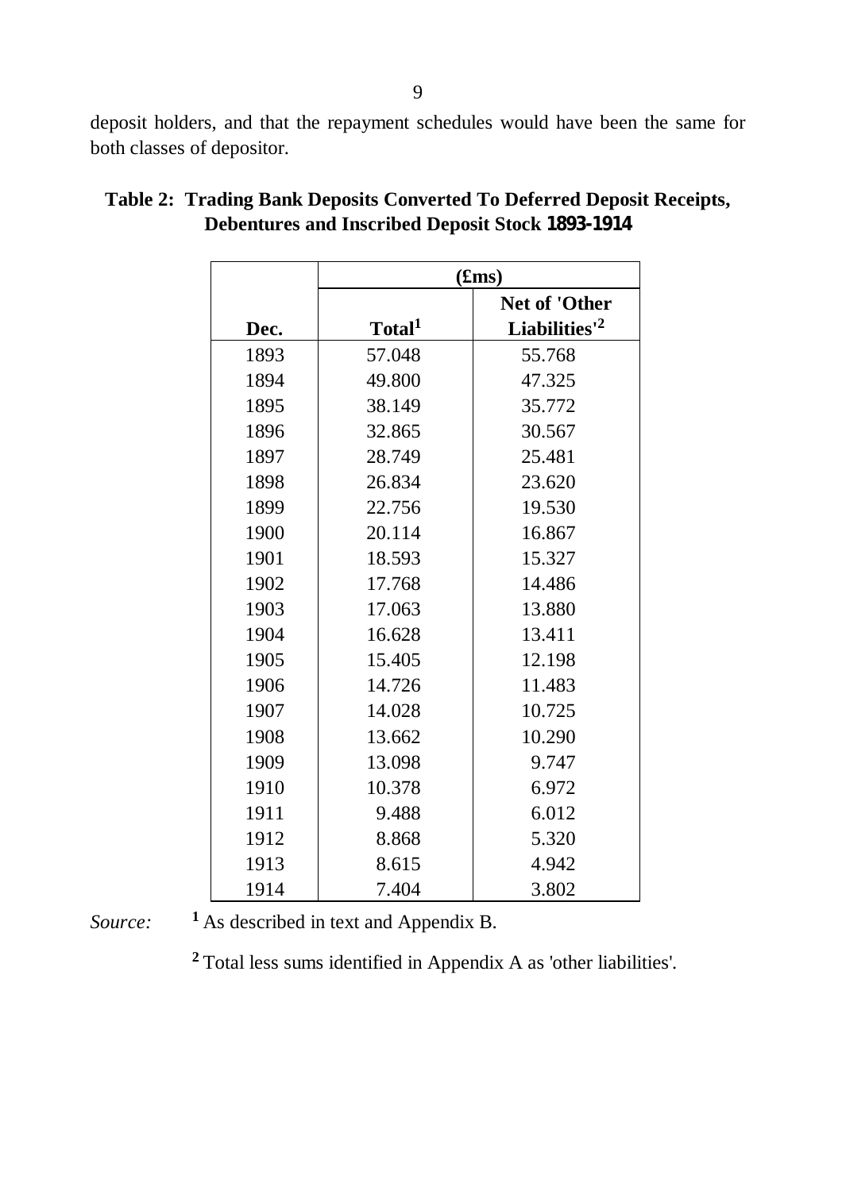deposit holders, and that the repayment schedules would have been the same for both classes of depositor.

**Table 2: Trading Bank Deposits Converted To Deferred Deposit Receipts, Debentures and Inscribed Deposit Stock 1893-1914**

| | (£ms) | |
|---|---|---|
| Dec. | Total[1] | Net of 'Other Liabilities'[2] |
| 1893 | 57.048 | 55.768 |
| 1894 | 49.800 | 47.325 |
| 1895 | 38.149 | 35.772 |
| 1896 | 32.865 | 30.567 |
| 1897 | 28.749 | 25.481 |
| 1898 | 26.834 | 23.620 |
| 1899 | 22.756 | 19.530 |
| 1900 | 20.114 | 16.867 |
| 1901 | 18.593 | 15.327 |
| 1902 | 17.768 | 14.486 |
| 1903 | 17.063 | 13.880 |
| 1904 | 16.628 | 13.411 |
| 1905 | 15.405 | 12.198 |
| 1906 | 14.726 | 11.483 |
| 1907 | 14.028 | 10.725 |
| 1908 | 13.662 | 10.290 |
| 1909 | 13.098 | 9.747 |
| 1910 | 10.378 | 6.972 |
| 1911 | 9.488 | 6.012 |
| 1912 | 8.868 | 5.320 |
| 1913 | 8.615 | 4.942 |
| 1914 | 7.404 | 3.802 |

*Source:* [1] As described in text and Appendix B.

[2] Total less sums identified in Appendix A as 'other liabilities'.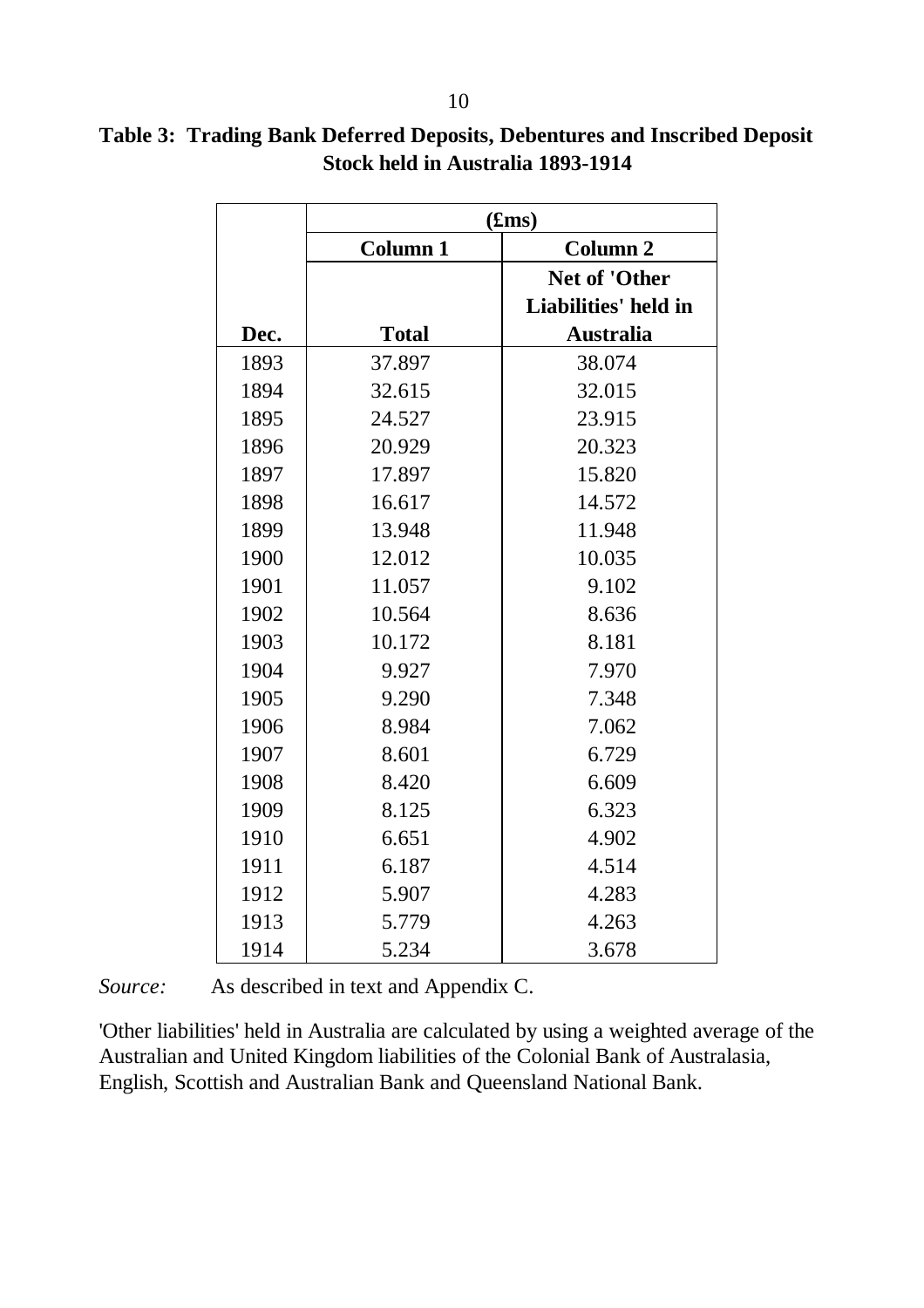**Table 3: Trading Bank Deferred Deposits, Debentures and Inscribed Deposit Stock held in Australia 1893-1914**

| | (£ms) | |
|---|---|---|
| | Column 1 | Column 2 |
| Dec. | Total | Net of 'Other Liabilities' held in Australia |
| 1893 | 37.897 | 38.074 |
| 1894 | 32.615 | 32.015 |
| 1895 | 24.527 | 23.915 |
| 1896 | 20.929 | 20.323 |
| 1897 | 17.897 | 15.820 |
| 1898 | 16.617 | 14.572 |
| 1899 | 13.948 | 11.948 |
| 1900 | 12.012 | 10.035 |
| 1901 | 11.057 | 9.102 |
| 1902 | 10.564 | 8.636 |
| 1903 | 10.172 | 8.181 |
| 1904 | 9.927 | 7.970 |
| 1905 | 9.290 | 7.348 |
| 1906 | 8.984 | 7.062 |
| 1907 | 8.601 | 6.729 |
| 1908 | 8.420 | 6.609 |
| 1909 | 8.125 | 6.323 |
| 1910 | 6.651 | 4.902 |
| 1911 | 6.187 | 4.514 |
| 1912 | 5.907 | 4.283 |
| 1913 | 5.779 | 4.263 |
| 1914 | 5.234 | 3.678 |

*Source:* As described in text and Appendix C.

'Other liabilities' held in Australia are calculated by using a weighted average of the Australian and United Kingdom liabilities of the Colonial Bank of Australasia, English, Scottish and Australian Bank and Queensland National Bank.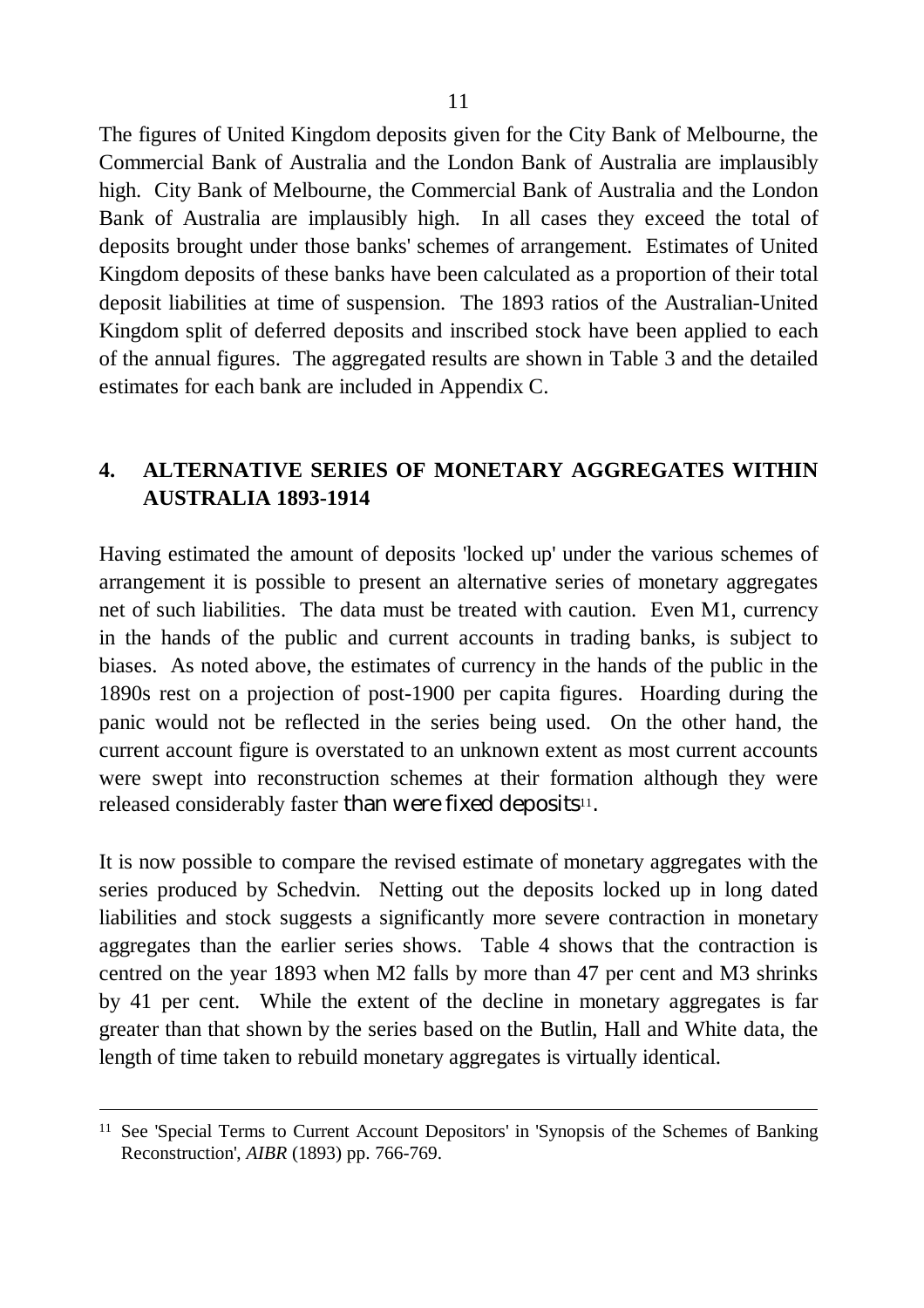The figures of United Kingdom deposits given for the City Bank of Melbourne, the Commercial Bank of Australia and the London Bank of Australia are implausibly high. City Bank of Melbourne, the Commercial Bank of Australia and the London Bank of Australia are implausibly high. In all cases they exceed the total of deposits brought under those banks' schemes of arrangement. Estimates of United Kingdom deposits of these banks have been calculated as a proportion of their total deposit liabilities at time of suspension. The 1893 ratios of the Australian-United Kingdom split of deferred deposits and inscribed stock have been applied to each of the annual figures. The aggregated results are shown in Table 3 and the detailed estimates for each bank are included in Appendix C.

## 4. ALTERNATIVE SERIES OF MONETARY AGGREGATES WITHIN AUSTRALIA 1893-1914

Having estimated the amount of deposits 'locked up' under the various schemes of arrangement it is possible to present an alternative series of monetary aggregates net of such liabilities. The data must be treated with caution. Even M1, currency in the hands of the public and current accounts in trading banks, is subject to biases. As noted above, the estimates of currency in the hands of the public in the 1890s rest on a projection of post-1900 per capita figures. Hoarding during the panic would not be reflected in the series being used. On the other hand, the current account figure is overstated to an unknown extent as most current accounts were swept into reconstruction schemes at their formation although they were released considerably faster than were fixed deposits[11].

It is now possible to compare the revised estimate of monetary aggregates with the series produced by Schedvin. Netting out the deposits locked up in long dated liabilities and stock suggests a significantly more severe contraction in monetary aggregates than the earlier series shows. Table 4 shows that the contraction is centred on the year 1893 when M2 falls by more than 47 per cent and M3 shrinks by 41 per cent. While the extent of the decline in monetary aggregates is far greater than that shown by the series based on the Butlin, Hall and White data, the length of time taken to rebuild monetary aggregates is virtually identical.

---

[11] See 'Special Terms to Current Account Depositors' in 'Synopsis of the Schemes of Banking Reconstruction', *AIBR* (1893) pp. 766-769.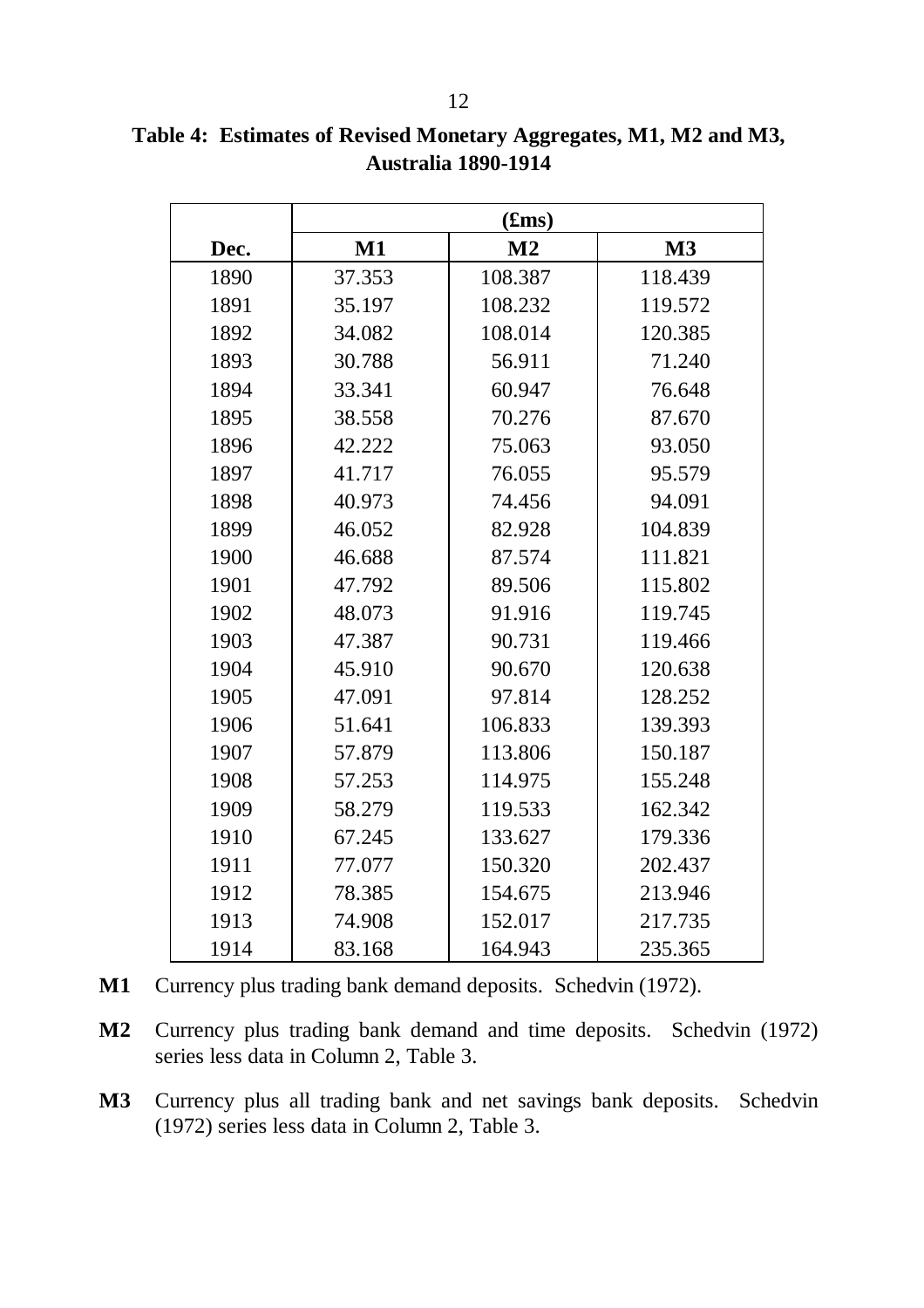**Table 4: Estimates of Revised Monetary Aggregates, M1, M2 and M3, Australia 1890-1914**

| | (£ms) | | |
|---|---|---|---|
| **Dec.** | **M1** | **M2** | **M3** |
| 1890 | 37.353 | 108.387 | 118.439 |
| 1891 | 35.197 | 108.232 | 119.572 |
| 1892 | 34.082 | 108.014 | 120.385 |
| 1893 | 30.788 | 56.911 | 71.240 |
| 1894 | 33.341 | 60.947 | 76.648 |
| 1895 | 38.558 | 70.276 | 87.670 |
| 1896 | 42.222 | 75.063 | 93.050 |
| 1897 | 41.717 | 76.055 | 95.579 |
| 1898 | 40.973 | 74.456 | 94.091 |
| 1899 | 46.052 | 82.928 | 104.839 |
| 1900 | 46.688 | 87.574 | 111.821 |
| 1901 | 47.792 | 89.506 | 115.802 |
| 1902 | 48.073 | 91.916 | 119.745 |
| 1903 | 47.387 | 90.731 | 119.466 |
| 1904 | 45.910 | 90.670 | 120.638 |
| 1905 | 47.091 | 97.814 | 128.252 |
| 1906 | 51.641 | 106.833 | 139.393 |
| 1907 | 57.879 | 113.806 | 150.187 |
| 1908 | 57.253 | 114.975 | 155.248 |
| 1909 | 58.279 | 119.533 | 162.342 |
| 1910 | 67.245 | 133.627 | 179.336 |
| 1911 | 77.077 | 150.320 | 202.437 |
| 1912 | 78.385 | 154.675 | 213.946 |
| 1913 | 74.908 | 152.017 | 217.735 |
| 1914 | 83.168 | 164.943 | 235.365 |

**M1** Currency plus trading bank demand deposits. Schedvin (1972).

**M2** Currency plus trading bank demand and time deposits. Schedvin (1972) series less data in Column 2, Table 3.

**M3** Currency plus all trading bank and net savings bank deposits. Schedvin (1972) series less data in Column 2, Table 3.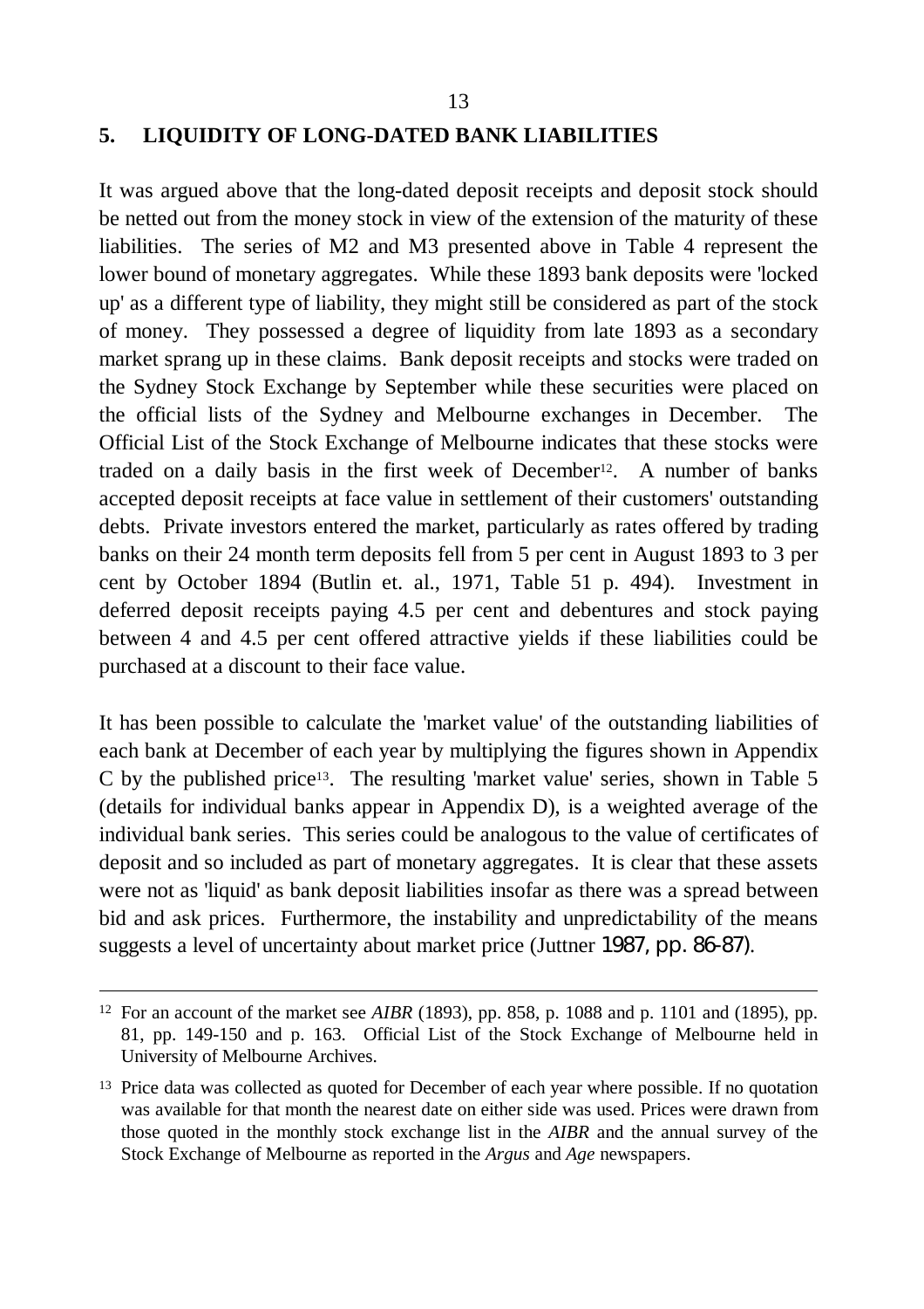## 5. LIQUIDITY OF LONG-DATED BANK LIABILITIES

It was argued above that the long-dated deposit receipts and deposit stock should be netted out from the money stock in view of the extension of the maturity of these liabilities. The series of M2 and M3 presented above in Table 4 represent the lower bound of monetary aggregates. While these 1893 bank deposits were 'locked up' as a different type of liability, they might still be considered as part of the stock of money. They possessed a degree of liquidity from late 1893 as a secondary market sprang up in these claims. Bank deposit receipts and stocks were traded on the Sydney Stock Exchange by September while these securities were placed on the official lists of the Sydney and Melbourne exchanges in December. The Official List of the Stock Exchange of Melbourne indicates that these stocks were traded on a daily basis in the first week of December[12]. A number of banks accepted deposit receipts at face value in settlement of their customers' outstanding debts. Private investors entered the market, particularly as rates offered by trading banks on their 24 month term deposits fell from 5 per cent in August 1893 to 3 per cent by October 1894 (Butlin et. al., 1971, Table 51 p. 494). Investment in deferred deposit receipts paying 4.5 per cent and debentures and stock paying between 4 and 4.5 per cent offered attractive yields if these liabilities could be purchased at a discount to their face value.

It has been possible to calculate the 'market value' of the outstanding liabilities of each bank at December of each year by multiplying the figures shown in Appendix C by the published price[13]. The resulting 'market value' series, shown in Table 5 (details for individual banks appear in Appendix D), is a weighted average of the individual bank series. This series could be analogous to the value of certificates of deposit and so included as part of monetary aggregates. It is clear that these assets were not as 'liquid' as bank deposit liabilities insofar as there was a spread between bid and ask prices. Furthermore, the instability and unpredictability of the means suggests a level of uncertainty about market price (Juttner 1987, pp. 86-87).

---

[12] For an account of the market see *AIBR* (1893), pp. 858, p. 1088 and p. 1101 and (1895), pp. 81, pp. 149-150 and p. 163. Official List of the Stock Exchange of Melbourne held in University of Melbourne Archives.

[13] Price data was collected as quoted for December of each year where possible. If no quotation was available for that month the nearest date on either side was used. Prices were drawn from those quoted in the monthly stock exchange list in the *AIBR* and the annual survey of the Stock Exchange of Melbourne as reported in the *Argus* and *Age* newspapers.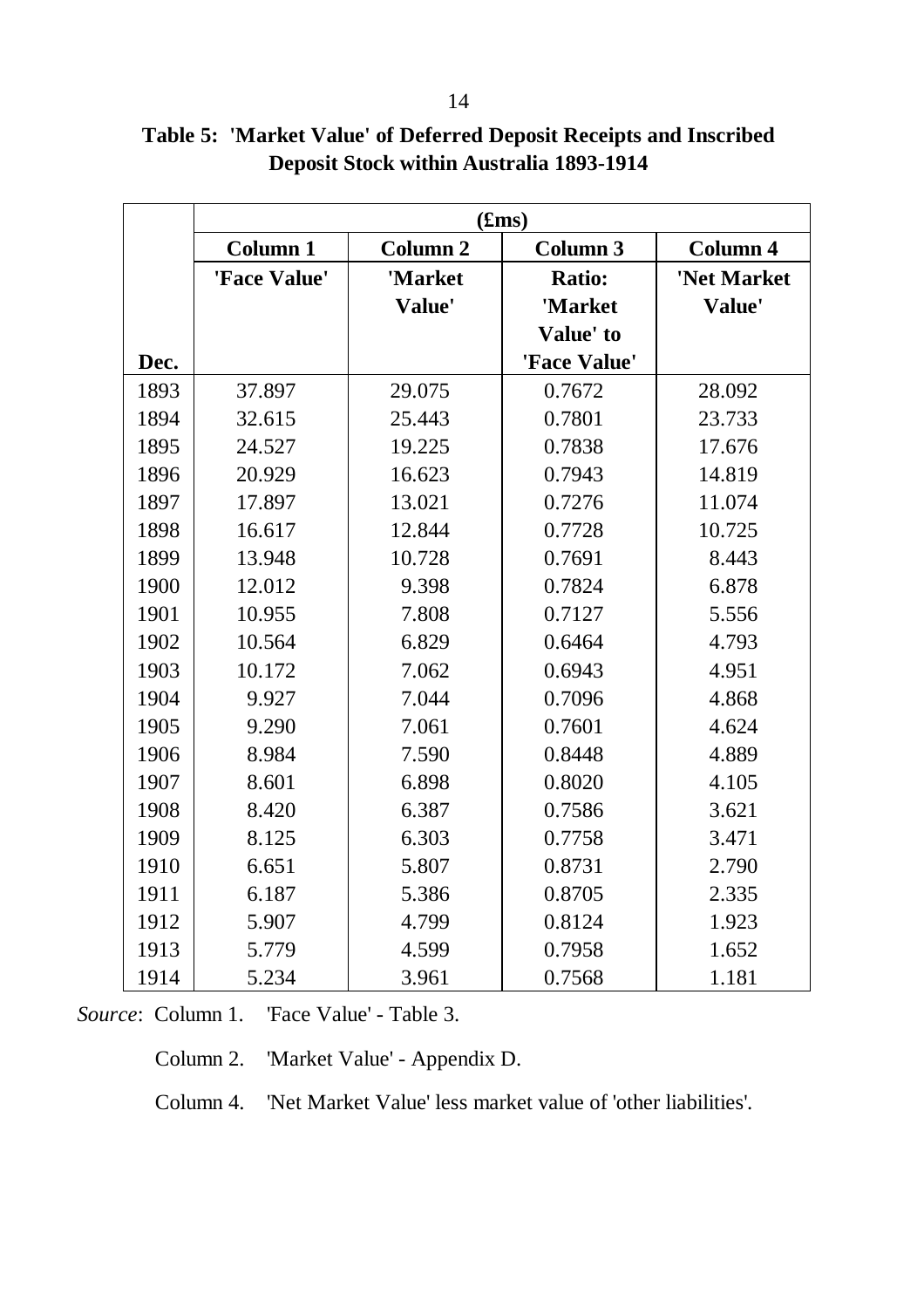**Table 5: 'Market Value' of Deferred Deposit Receipts and Inscribed Deposit Stock within Australia 1893-1914**

| | (£ms) | | | |
|---|---|---|---|---|
| | Column 1 | Column 2 | Column 3 | Column 4 |
| Dec. | 'Face Value' | 'Market Value' | Ratio: 'Market Value' to 'Face Value' | 'Net Market Value' |
| 1893 | 37.897 | 29.075 | 0.7672 | 28.092 |
| 1894 | 32.615 | 25.443 | 0.7801 | 23.733 |
| 1895 | 24.527 | 19.225 | 0.7838 | 17.676 |
| 1896 | 20.929 | 16.623 | 0.7943 | 14.819 |
| 1897 | 17.897 | 13.021 | 0.7276 | 11.074 |
| 1898 | 16.617 | 12.844 | 0.7728 | 10.725 |
| 1899 | 13.948 | 10.728 | 0.7691 | 8.443 |
| 1900 | 12.012 | 9.398 | 0.7824 | 6.878 |
| 1901 | 10.955 | 7.808 | 0.7127 | 5.556 |
| 1902 | 10.564 | 6.829 | 0.6464 | 4.793 |
| 1903 | 10.172 | 7.062 | 0.6943 | 4.951 |
| 1904 | 9.927 | 7.044 | 0.7096 | 4.868 |
| 1905 | 9.290 | 7.061 | 0.7601 | 4.624 |
| 1906 | 8.984 | 7.590 | 0.8448 | 4.889 |
| 1907 | 8.601 | 6.898 | 0.8020 | 4.105 |
| 1908 | 8.420 | 6.387 | 0.7586 | 3.621 |
| 1909 | 8.125 | 6.303 | 0.7758 | 3.471 |
| 1910 | 6.651 | 5.807 | 0.8731 | 2.790 |
| 1911 | 6.187 | 5.386 | 0.8705 | 2.335 |
| 1912 | 5.907 | 4.799 | 0.8124 | 1.923 |
| 1913 | 5.779 | 4.599 | 0.7958 | 1.652 |
| 1914 | 5.234 | 3.961 | 0.7568 | 1.181 |

*Source*: Column 1. 'Face Value' - Table 3.

Column 2. 'Market Value' - Appendix D.

Column 4. 'Net Market Value' less market value of 'other liabilities'.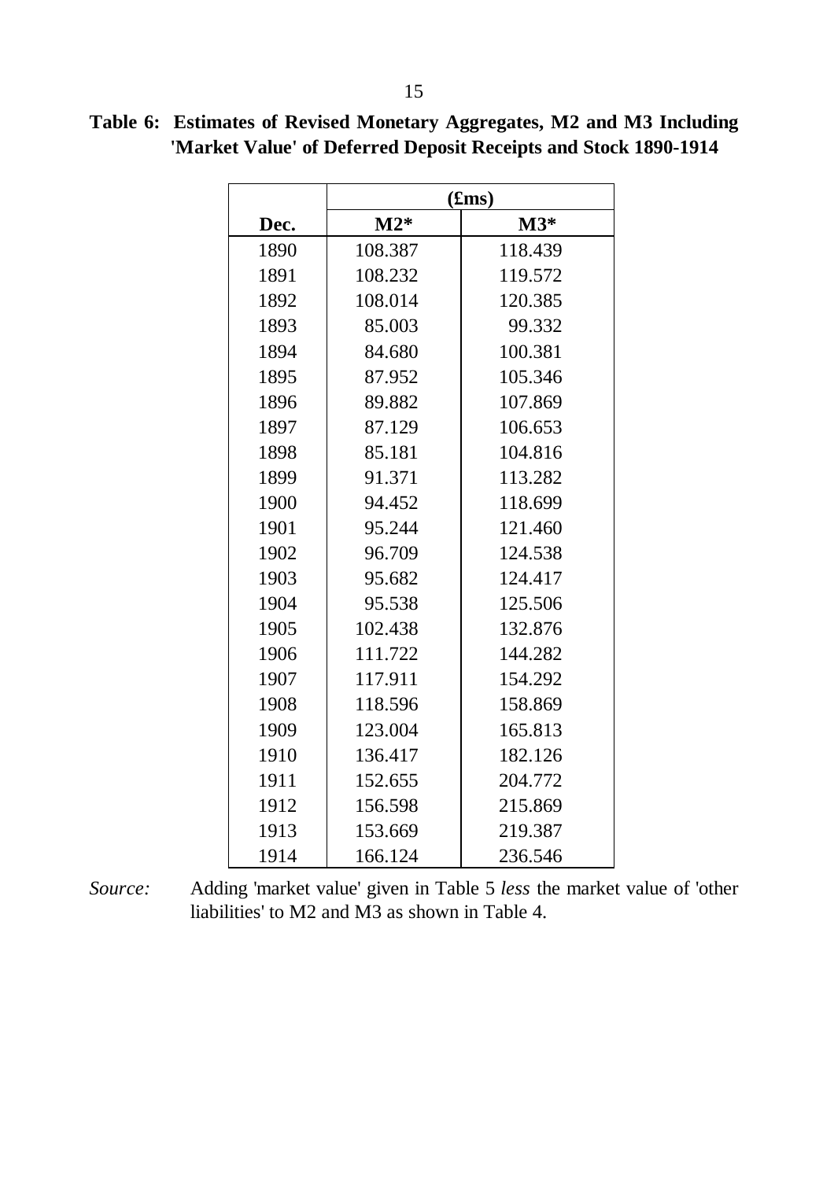**Table 6: Estimates of Revised Monetary Aggregates, M2 and M3 Including 'Market Value' of Deferred Deposit Receipts and Stock 1890-1914**

| | (£ms) | |
|---|---|---|
| **Dec.** | **M2*** | **M3*** |
| 1890 | 108.387 | 118.439 |
| 1891 | 108.232 | 119.572 |
| 1892 | 108.014 | 120.385 |
| 1893 | 85.003 | 99.332 |
| 1894 | 84.680 | 100.381 |
| 1895 | 87.952 | 105.346 |
| 1896 | 89.882 | 107.869 |
| 1897 | 87.129 | 106.653 |
| 1898 | 85.181 | 104.816 |
| 1899 | 91.371 | 113.282 |
| 1900 | 94.452 | 118.699 |
| 1901 | 95.244 | 121.460 |
| 1902 | 96.709 | 124.538 |
| 1903 | 95.682 | 124.417 |
| 1904 | 95.538 | 125.506 |
| 1905 | 102.438 | 132.876 |
| 1906 | 111.722 | 144.282 |
| 1907 | 117.911 | 154.292 |
| 1908 | 118.596 | 158.869 |
| 1909 | 123.004 | 165.813 |
| 1910 | 136.417 | 182.126 |
| 1911 | 152.655 | 204.772 |
| 1912 | 156.598 | 215.869 |
| 1913 | 153.669 | 219.387 |
| 1914 | 166.124 | 236.546 |

*Source:* Adding 'market value' given in Table 5 *less* the market value of 'other liabilities' to M2 and M3 as shown in Table 4.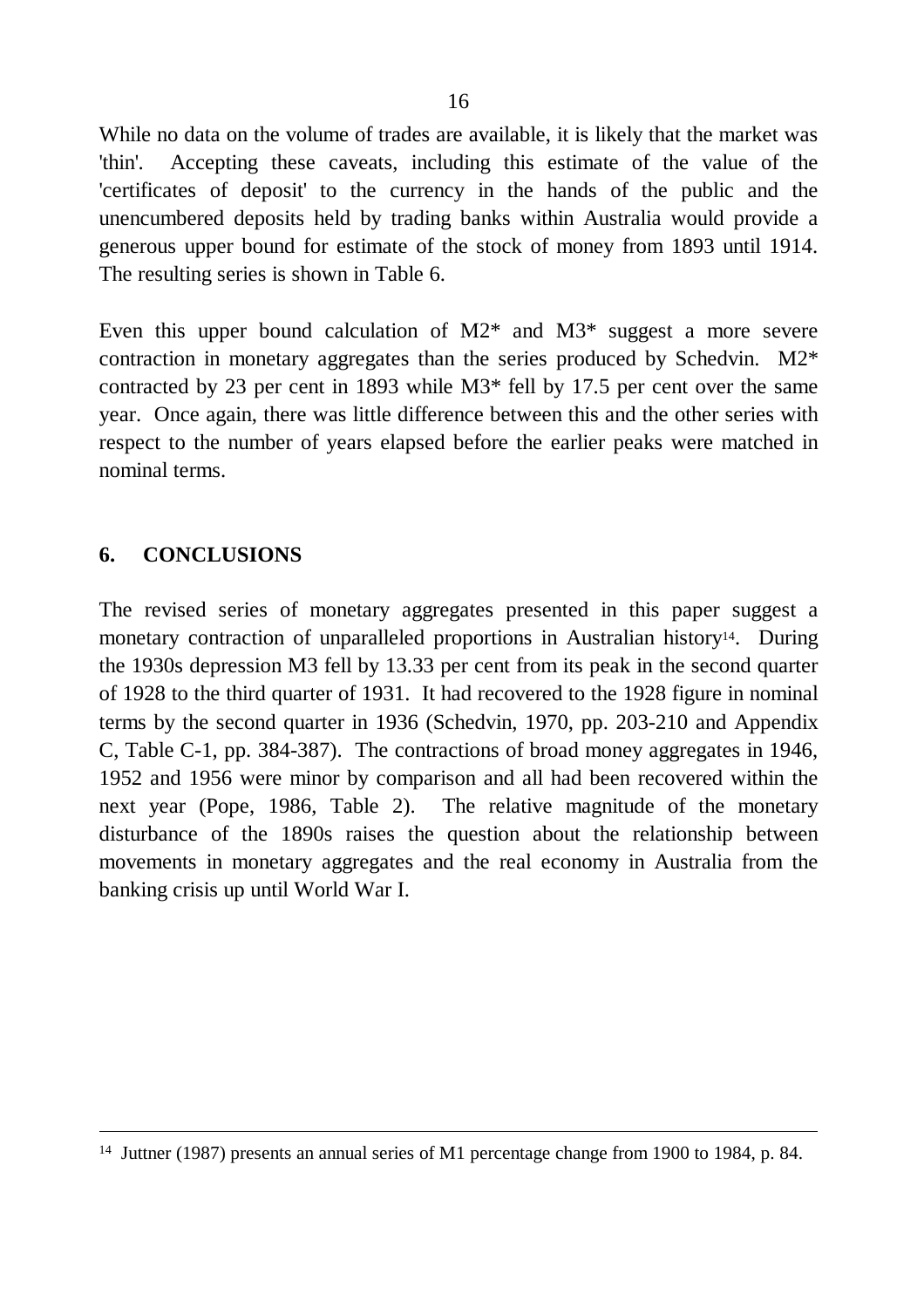While no data on the volume of trades are available, it is likely that the market was 'thin'. Accepting these caveats, including this estimate of the value of the 'certificates of deposit' to the currency in the hands of the public and the unencumbered deposits held by trading banks within Australia would provide a generous upper bound for estimate of the stock of money from 1893 until 1914. The resulting series is shown in Table 6.

Even this upper bound calculation of M2* and M3* suggest a more severe contraction in monetary aggregates than the series produced by Schedvin. M2* contracted by 23 per cent in 1893 while M3* fell by 17.5 per cent over the same year. Once again, there was little difference between this and the other series with respect to the number of years elapsed before the earlier peaks were matched in nominal terms.

## 6. CONCLUSIONS

The revised series of monetary aggregates presented in this paper suggest a monetary contraction of unparalleled proportions in Australian history[14]. During the 1930s depression M3 fell by 13.33 per cent from its peak in the second quarter of 1928 to the third quarter of 1931. It had recovered to the 1928 figure in nominal terms by the second quarter in 1936 (Schedvin, 1970, pp. 203-210 and Appendix C, Table C-1, pp. 384-387). The contractions of broad money aggregates in 1946, 1952 and 1956 were minor by comparison and all had been recovered within the next year (Pope, 1986, Table 2). The relative magnitude of the monetary disturbance of the 1890s raises the question about the relationship between movements in monetary aggregates and the real economy in Australia from the banking crisis up until World War I.

---

[14] Juttner (1987) presents an annual series of M1 percentage change from 1900 to 1984, p. 84.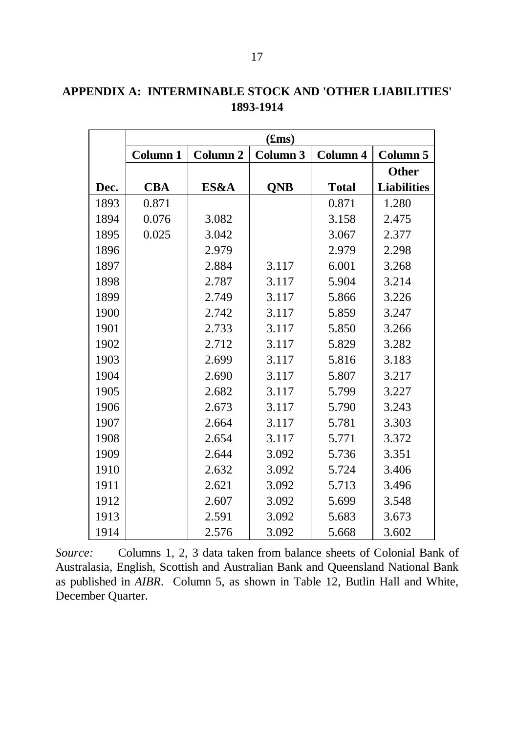## APPENDIX A: INTERMINABLE STOCK AND 'OTHER LIABILITIES' 1893-1914

| | (£ms) | | | | |
|---|---|---|---|---|---|
| | Column 1 | Column 2 | Column 3 | Column 4 | Column 5 |
| Dec. | CBA | ES&A | QNB | Total | Other Liabilities |
| 1893 | 0.871 | | | 0.871 | 1.280 |
| 1894 | 0.076 | 3.082 | | 3.158 | 2.475 |
| 1895 | 0.025 | 3.042 | | 3.067 | 2.377 |
| 1896 | | 2.979 | | 2.979 | 2.298 |
| 1897 | | 2.884 | 3.117 | 6.001 | 3.268 |
| 1898 | | 2.787 | 3.117 | 5.904 | 3.214 |
| 1899 | | 2.749 | 3.117 | 5.866 | 3.226 |
| 1900 | | 2.742 | 3.117 | 5.859 | 3.247 |
| 1901 | | 2.733 | 3.117 | 5.850 | 3.266 |
| 1902 | | 2.712 | 3.117 | 5.829 | 3.282 |
| 1903 | | 2.699 | 3.117 | 5.816 | 3.183 |
| 1904 | | 2.690 | 3.117 | 5.807 | 3.217 |
| 1905 | | 2.682 | 3.117 | 5.799 | 3.227 |
| 1906 | | 2.673 | 3.117 | 5.790 | 3.243 |
| 1907 | | 2.664 | 3.117 | 5.781 | 3.303 |
| 1908 | | 2.654 | 3.117 | 5.771 | 3.372 |
| 1909 | | 2.644 | 3.092 | 5.736 | 3.351 |
| 1910 | | 2.632 | 3.092 | 5.724 | 3.406 |
| 1911 | | 2.621 | 3.092 | 5.713 | 3.496 |
| 1912 | | 2.607 | 3.092 | 5.699 | 3.548 |
| 1913 | | 2.591 | 3.092 | 5.683 | 3.673 |
| 1914 | | 2.576 | 3.092 | 5.668 | 3.602 |

*Source:* Columns 1, 2, 3 data taken from balance sheets of Colonial Bank of Australasia, English, Scottish and Australian Bank and Queensland National Bank as published in *AIBR*. Column 5, as shown in Table 12, Butlin Hall and White, December Quarter.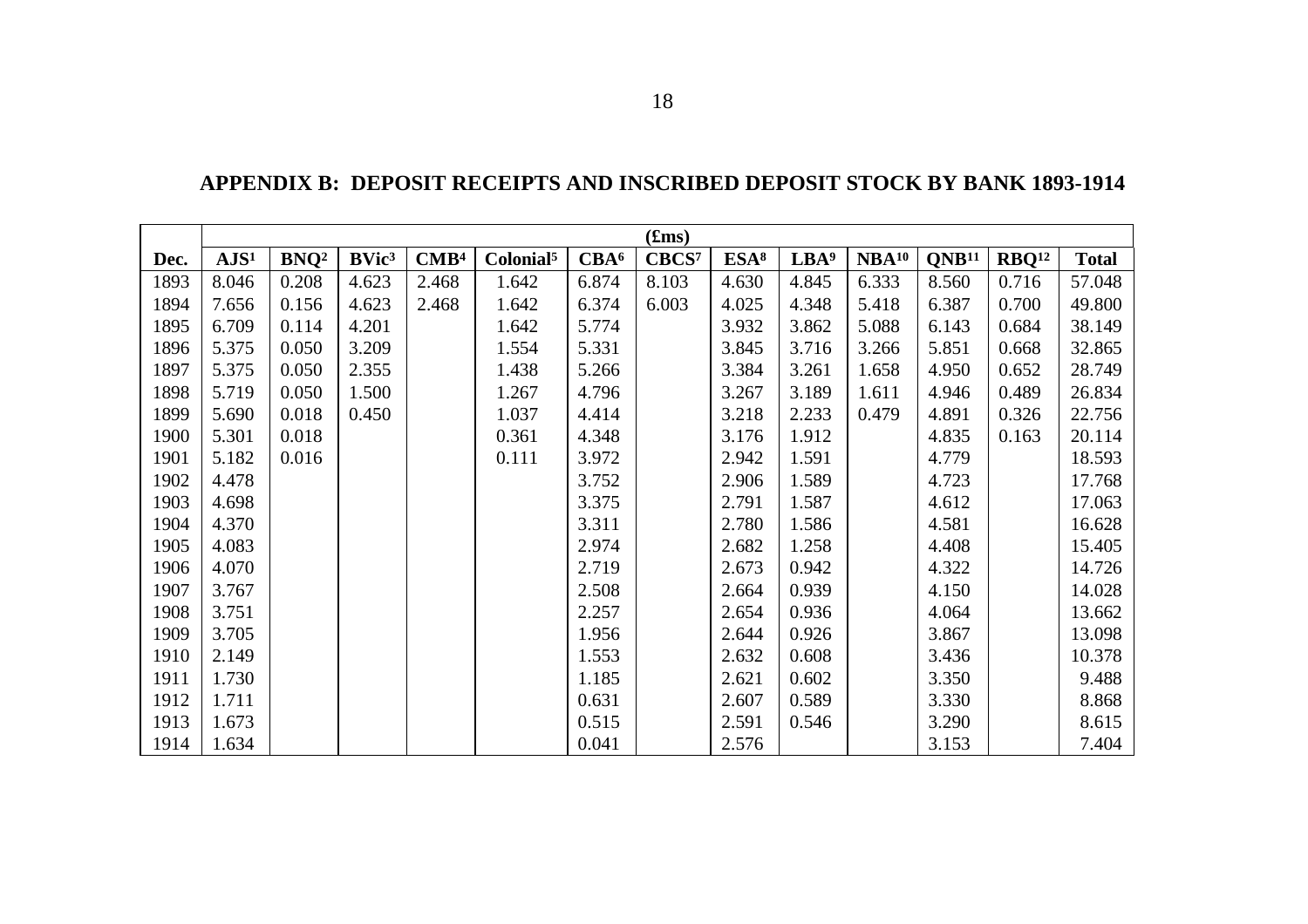## APPENDIX B: DEPOSIT RECEIPTS AND INSCRIBED DEPOSIT STOCK BY BANK 1893-1914

| | (£ms) | | | | | | | | | | | | |
|---|---|---|---|---|---|---|---|---|---|---|---|---|---|
| Dec. | AJS[1] | BNQ[2] | BVic[3] | CMB[4] | Colonial[5] | CBA[6] | CBCS[7] | ESA[8] | LBA[9] | NBA[10] | QNB[11] | RBQ[12] | Total |
| 1893 | 8.046 | 0.208 | 4.623 | 2.468 | 1.642 | 6.874 | 8.103 | 4.630 | 4.845 | 6.333 | 8.560 | 0.716 | 57.048 |
| 1894 | 7.656 | 0.156 | 4.623 | 2.468 | 1.642 | 6.374 | 6.003 | 4.025 | 4.348 | 5.418 | 6.387 | 0.700 | 49.800 |
| 1895 | 6.709 | 0.114 | 4.201 | | 1.642 | 5.774 | | 3.932 | 3.862 | 5.088 | 6.143 | 0.684 | 38.149 |
| 1896 | 5.375 | 0.050 | 3.209 | | 1.554 | 5.331 | | 3.845 | 3.716 | 3.266 | 5.851 | 0.668 | 32.865 |
| 1897 | 5.375 | 0.050 | 2.355 | | 1.438 | 5.266 | | 3.384 | 3.261 | 1.658 | 4.950 | 0.652 | 28.749 |
| 1898 | 5.719 | 0.050 | 1.500 | | 1.267 | 4.796 | | 3.267 | 3.189 | 1.611 | 4.946 | 0.489 | 26.834 |
| 1899 | 5.690 | 0.018 | 0.450 | | 1.037 | 4.414 | | 3.218 | 2.233 | 0.479 | 4.891 | 0.326 | 22.756 |
| 1900 | 5.301 | 0.018 | | | 0.361 | 4.348 | | 3.176 | 1.912 | | 4.835 | 0.163 | 20.114 |
| 1901 | 5.182 | 0.016 | | | 0.111 | 3.972 | | 2.942 | 1.591 | | 4.779 | | 18.593 |
| 1902 | 4.478 | | | | | 3.752 | | 2.906 | 1.589 | | 4.723 | | 17.768 |
| 1903 | 4.698 | | | | | 3.375 | | 2.791 | 1.587 | | 4.612 | | 17.063 |
| 1904 | 4.370 | | | | | 3.311 | | 2.780 | 1.586 | | 4.581 | | 16.628 |
| 1905 | 4.083 | | | | | 2.974 | | 2.682 | 1.258 | | 4.408 | | 15.405 |
| 1906 | 4.070 | | | | | 2.719 | | 2.673 | 0.942 | | 4.322 | | 14.726 |
| 1907 | 3.767 | | | | | 2.508 | | 2.664 | 0.939 | | 4.150 | | 14.028 |
| 1908 | 3.751 | | | | | 2.257 | | 2.654 | 0.936 | | 4.064 | | 13.662 |
| 1909 | 3.705 | | | | | 1.956 | | 2.644 | 0.926 | | 3.867 | | 13.098 |
| 1910 | 2.149 | | | | | 1.553 | | 2.632 | 0.608 | | 3.436 | | 10.378 |
| 1911 | 1.730 | | | | | 1.185 | | 2.621 | 0.602 | | 3.350 | | 9.488 |
| 1912 | 1.711 | | | | | 0.631 | | 2.607 | 0.589 | | 3.330 | | 8.868 |
| 1913 | 1.673 | | | | | 0.515 | | 2.591 | 0.546 | | 3.290 | | 8.615 |
| 1914 | 1.634 | | | | | 0.041 | | 2.576 | | | 3.153 | | 7.404 |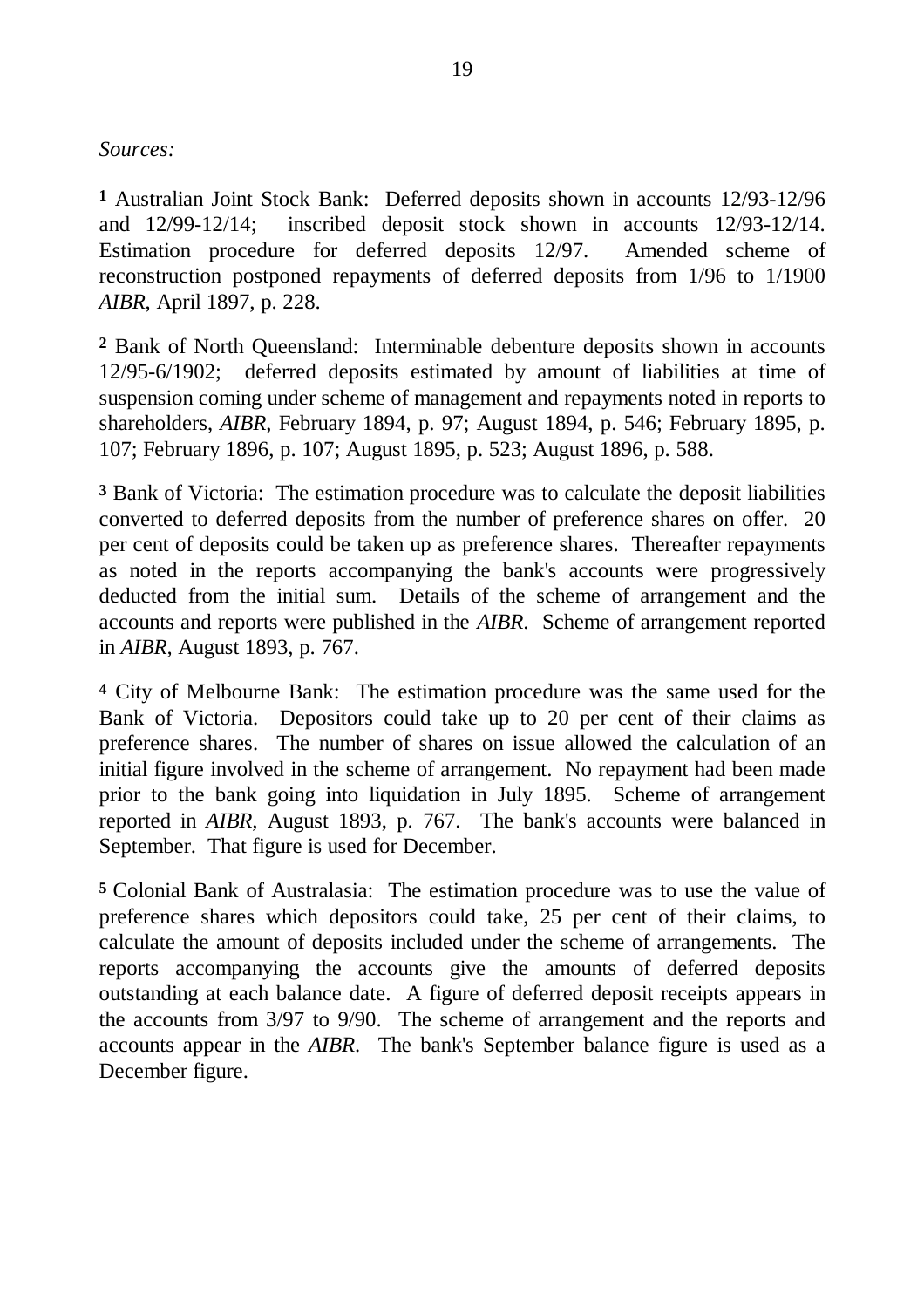*Sources:*

**1** Australian Joint Stock Bank: Deferred deposits shown in accounts 12/93-12/96 and 12/99-12/14; inscribed deposit stock shown in accounts 12/93-12/14. Estimation procedure for deferred deposits 12/97. Amended scheme of reconstruction postponed repayments of deferred deposits from 1/96 to 1/1900 *AIBR*, April 1897, p. 228.

**2** Bank of North Queensland: Interminable debenture deposits shown in accounts 12/95-6/1902; deferred deposits estimated by amount of liabilities at time of suspension coming under scheme of management and repayments noted in reports to shareholders, *AIBR*, February 1894, p. 97; August 1894, p. 546; February 1895, p. 107; February 1896, p. 107; August 1895, p. 523; August 1896, p. 588.

**3** Bank of Victoria: The estimation procedure was to calculate the deposit liabilities converted to deferred deposits from the number of preference shares on offer. 20 per cent of deposits could be taken up as preference shares. Thereafter repayments as noted in the reports accompanying the bank's accounts were progressively deducted from the initial sum. Details of the scheme of arrangement and the accounts and reports were published in the *AIBR*. Scheme of arrangement reported in *AIBR*, August 1893, p. 767.

**4** City of Melbourne Bank: The estimation procedure was the same used for the Bank of Victoria. Depositors could take up to 20 per cent of their claims as preference shares. The number of shares on issue allowed the calculation of an initial figure involved in the scheme of arrangement. No repayment had been made prior to the bank going into liquidation in July 1895. Scheme of arrangement reported in *AIBR*, August 1893, p. 767. The bank's accounts were balanced in September. That figure is used for December.

**5** Colonial Bank of Australasia: The estimation procedure was to use the value of preference shares which depositors could take, 25 per cent of their claims, to calculate the amount of deposits included under the scheme of arrangements. The reports accompanying the accounts give the amounts of deferred deposits outstanding at each balance date. A figure of deferred deposit receipts appears in the accounts from 3/97 to 9/90. The scheme of arrangement and the reports and accounts appear in the *AIBR*. The bank's September balance figure is used as a December figure.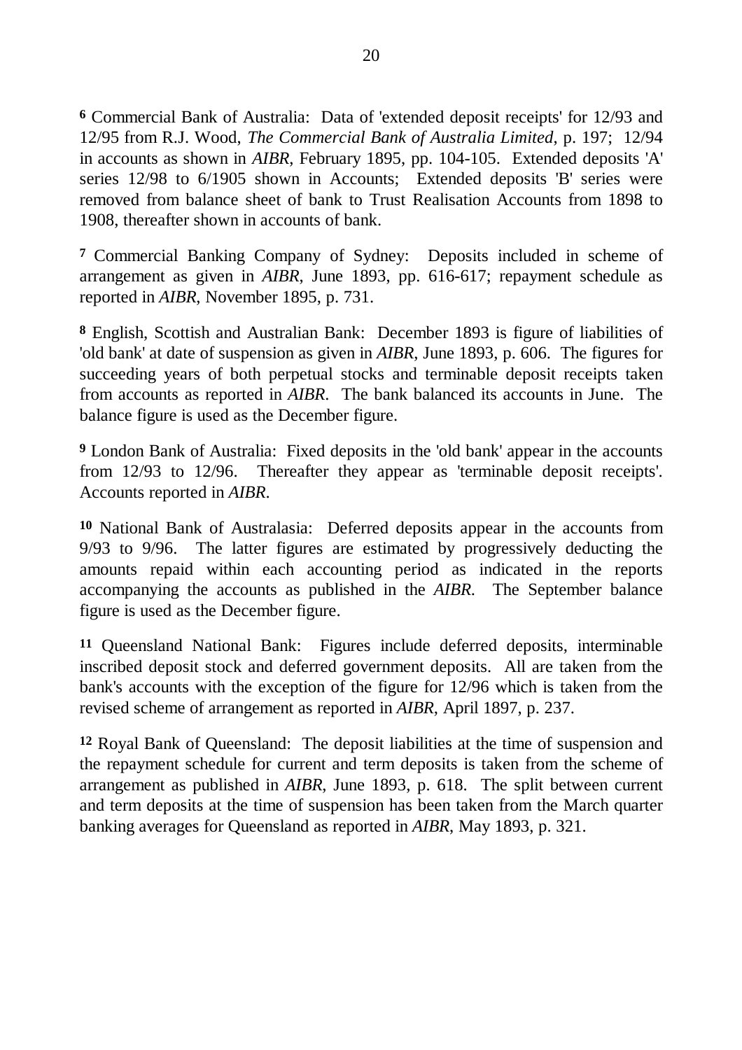[6] Commercial Bank of Australia: Data of 'extended deposit receipts' for 12/93 and 12/95 from R.J. Wood, *The Commercial Bank of Australia Limited*, p. 197; 12/94 in accounts as shown in *AIBR*, February 1895, pp. 104-105. Extended deposits 'A' series 12/98 to 6/1905 shown in Accounts; Extended deposits 'B' series were removed from balance sheet of bank to Trust Realisation Accounts from 1898 to 1908, thereafter shown in accounts of bank.

[7] Commercial Banking Company of Sydney: Deposits included in scheme of arrangement as given in *AIBR*, June 1893, pp. 616-617; repayment schedule as reported in *AIBR*, November 1895, p. 731.

[8] English, Scottish and Australian Bank: December 1893 is figure of liabilities of 'old bank' at date of suspension as given in *AIBR*, June 1893, p. 606. The figures for succeeding years of both perpetual stocks and terminable deposit receipts taken from accounts as reported in *AIBR*. The bank balanced its accounts in June. The balance figure is used as the December figure.

[9] London Bank of Australia: Fixed deposits in the 'old bank' appear in the accounts from 12/93 to 12/96. Thereafter they appear as 'terminable deposit receipts'. Accounts reported in *AIBR*.

[10] National Bank of Australasia: Deferred deposits appear in the accounts from 9/93 to 9/96. The latter figures are estimated by progressively deducting the amounts repaid within each accounting period as indicated in the reports accompanying the accounts as published in the *AIBR*. The September balance figure is used as the December figure.

[11] Queensland National Bank: Figures include deferred deposits, interminable inscribed deposit stock and deferred government deposits. All are taken from the bank's accounts with the exception of the figure for 12/96 which is taken from the revised scheme of arrangement as reported in *AIBR*, April 1897, p. 237.

[12] Royal Bank of Queensland: The deposit liabilities at the time of suspension and the repayment schedule for current and term deposits is taken from the scheme of arrangement as published in *AIBR*, June 1893, p. 618. The split between current and term deposits at the time of suspension has been taken from the March quarter banking averages for Queensland as reported in *AIBR*, May 1893, p. 321.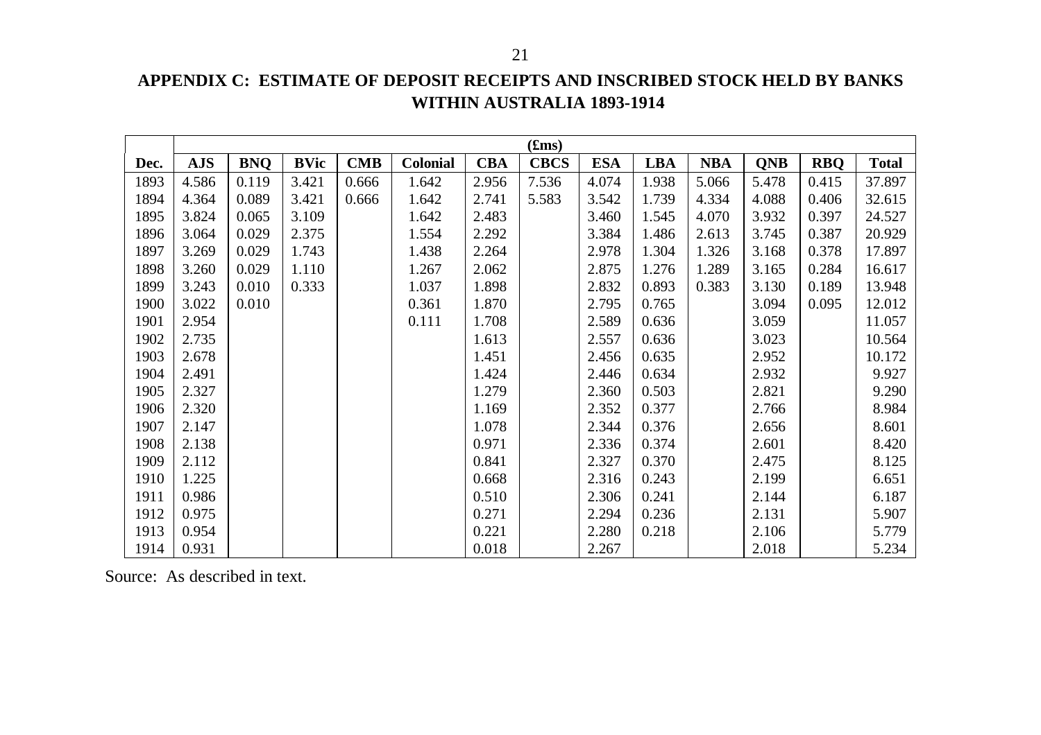## APPENDIX C: ESTIMATE OF DEPOSIT RECEIPTS AND INSCRIBED STOCK HELD BY BANKS WITHIN AUSTRALIA 1893-1914

| | (£ms) | | | | | | | | | | | | |
|---|---|---|---|---|---|---|---|---|---|---|---|---|---|
| **Dec.** | **AJS** | **BNQ** | **BVic** | **CMB** | **Colonial** | **CBA** | **CBCS** | **ESA** | **LBA** | **NBA** | **QNB** | **RBQ** | **Total** |
| 1893 | 4.586 | 0.119 | 3.421 | 0.666 | 1.642 | 2.956 | 7.536 | 4.074 | 1.938 | 5.066 | 5.478 | 0.415 | 37.897 |
| 1894 | 4.364 | 0.089 | 3.421 | 0.666 | 1.642 | 2.741 | 5.583 | 3.542 | 1.739 | 4.334 | 4.088 | 0.406 | 32.615 |
| 1895 | 3.824 | 0.065 | 3.109 | | 1.642 | 2.483 | | 3.460 | 1.545 | 4.070 | 3.932 | 0.397 | 24.527 |
| 1896 | 3.064 | 0.029 | 2.375 | | 1.554 | 2.292 | | 3.384 | 1.486 | 2.613 | 3.745 | 0.387 | 20.929 |
| 1897 | 3.269 | 0.029 | 1.743 | | 1.438 | 2.264 | | 2.978 | 1.304 | 1.326 | 3.168 | 0.378 | 17.897 |
| 1898 | 3.260 | 0.029 | 1.110 | | 1.267 | 2.062 | | 2.875 | 1.276 | 1.289 | 3.165 | 0.284 | 16.617 |
| 1899 | 3.243 | 0.010 | 0.333 | | 1.037 | 1.898 | | 2.832 | 0.893 | 0.383 | 3.130 | 0.189 | 13.948 |
| 1900 | 3.022 | 0.010 | | | 0.361 | 1.870 | | 2.795 | 0.765 | | 3.094 | 0.095 | 12.012 |
| 1901 | 2.954 | | | | 0.111 | 1.708 | | 2.589 | 0.636 | | 3.059 | | 11.057 |
| 1902 | 2.735 | | | | | 1.613 | | 2.557 | 0.636 | | 3.023 | | 10.564 |
| 1903 | 2.678 | | | | | 1.451 | | 2.456 | 0.635 | | 2.952 | | 10.172 |
| 1904 | 2.491 | | | | | 1.424 | | 2.446 | 0.634 | | 2.932 | | 9.927 |
| 1905 | 2.327 | | | | | 1.279 | | 2.360 | 0.503 | | 2.821 | | 9.290 |
| 1906 | 2.320 | | | | | 1.169 | | 2.352 | 0.377 | | 2.766 | | 8.984 |
| 1907 | 2.147 | | | | | 1.078 | | 2.344 | 0.376 | | 2.656 | | 8.601 |
| 1908 | 2.138 | | | | | 0.971 | | 2.336 | 0.374 | | 2.601 | | 8.420 |
| 1909 | 2.112 | | | | | 0.841 | | 2.327 | 0.370 | | 2.475 | | 8.125 |
| 1910 | 1.225 | | | | | 0.668 | | 2.316 | 0.243 | | 2.199 | | 6.651 |
| 1911 | 0.986 | | | | | 0.510 | | 2.306 | 0.241 | | 2.144 | | 6.187 |
| 1912 | 0.975 | | | | | 0.271 | | 2.294 | 0.236 | | 2.131 | | 5.907 |
| 1913 | 0.954 | | | | | 0.221 | | 2.280 | 0.218 | | 2.106 | | 5.779 |
| 1914 | 0.931 | | | | | 0.018 | | 2.267 | | | 2.018 | | 5.234 |

Source: As described in text.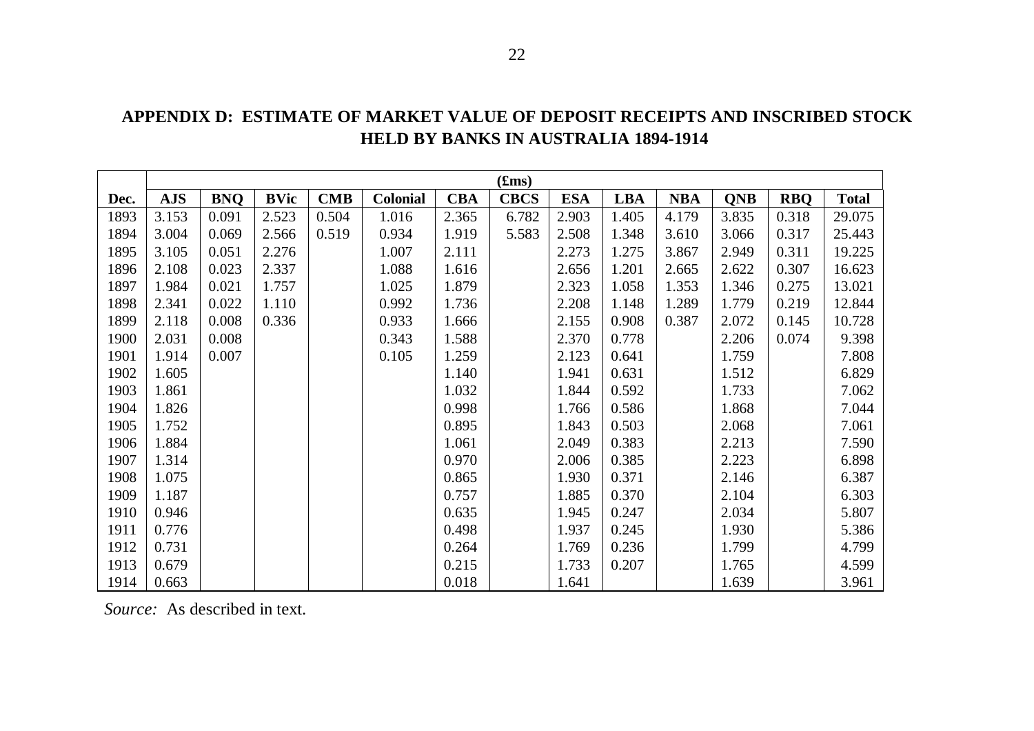# APPENDIX D: ESTIMATE OF MARKET VALUE OF DEPOSIT RECEIPTS AND INSCRIBED STOCK HELD BY BANKS IN AUSTRALIA 1894-1914

| | (£ms) | | | | | | | | | | | | |
|---|---|---|---|---|---|---|---|---|---|---|---|---|---|
| **Dec.** | **AJS** | **BNQ** | **BVic** | **CMB** | **Colonial** | **CBA** | **CBCS** | **ESA** | **LBA** | **NBA** | **QNB** | **RBQ** | **Total** |
| 1893 | 3.153 | 0.091 | 2.523 | 0.504 | 1.016 | 2.365 | 6.782 | 2.903 | 1.405 | 4.179 | 3.835 | 0.318 | 29.075 |
| 1894 | 3.004 | 0.069 | 2.566 | 0.519 | 0.934 | 1.919 | 5.583 | 2.508 | 1.348 | 3.610 | 3.066 | 0.317 | 25.443 |
| 1895 | 3.105 | 0.051 | 2.276 | | 1.007 | 2.111 | | 2.273 | 1.275 | 3.867 | 2.949 | 0.311 | 19.225 |
| 1896 | 2.108 | 0.023 | 2.337 | | 1.088 | 1.616 | | 2.656 | 1.201 | 2.665 | 2.622 | 0.307 | 16.623 |
| 1897 | 1.984 | 0.021 | 1.757 | | 1.025 | 1.879 | | 2.323 | 1.058 | 1.353 | 1.346 | 0.275 | 13.021 |
| 1898 | 2.341 | 0.022 | 1.110 | | 0.992 | 1.736 | | 2.208 | 1.148 | 1.289 | 1.779 | 0.219 | 12.844 |
| 1899 | 2.118 | 0.008 | 0.336 | | 0.933 | 1.666 | | 2.155 | 0.908 | 0.387 | 2.072 | 0.145 | 10.728 |
| 1900 | 2.031 | 0.008 | | | 0.343 | 1.588 | | 2.370 | 0.778 | | 2.206 | 0.074 | 9.398 |
| 1901 | 1.914 | 0.007 | | | 0.105 | 1.259 | | 2.123 | 0.641 | | 1.759 | | 7.808 |
| 1902 | 1.605 | | | | | 1.140 | | 1.941 | 0.631 | | 1.512 | | 6.829 |
| 1903 | 1.861 | | | | | 1.032 | | 1.844 | 0.592 | | 1.733 | | 7.062 |
| 1904 | 1.826 | | | | | 0.998 | | 1.766 | 0.586 | | 1.868 | | 7.044 |
| 1905 | 1.752 | | | | | 0.895 | | 1.843 | 0.503 | | 2.068 | | 7.061 |
| 1906 | 1.884 | | | | | 1.061 | | 2.049 | 0.383 | | 2.213 | | 7.590 |
| 1907 | 1.314 | | | | | 0.970 | | 2.006 | 0.385 | | 2.223 | | 6.898 |
| 1908 | 1.075 | | | | | 0.865 | | 1.930 | 0.371 | | 2.146 | | 6.387 |
| 1909 | 1.187 | | | | | 0.757 | | 1.885 | 0.370 | | 2.104 | | 6.303 |
| 1910 | 0.946 | | | | | 0.635 | | 1.945 | 0.247 | | 2.034 | | 5.807 |
| 1911 | 0.776 | | | | | 0.498 | | 1.937 | 0.245 | | 1.930 | | 5.386 |
| 1912 | 0.731 | | | | | 0.264 | | 1.769 | 0.236 | | 1.799 | | 4.799 |
| 1913 | 0.679 | | | | | 0.215 | | 1.733 | 0.207 | | 1.765 | | 4.599 |
| 1914 | 0.663 | | | | | 0.018 | | 1.641 | | | 1.639 | | 3.961 |

*Source:* As described in text.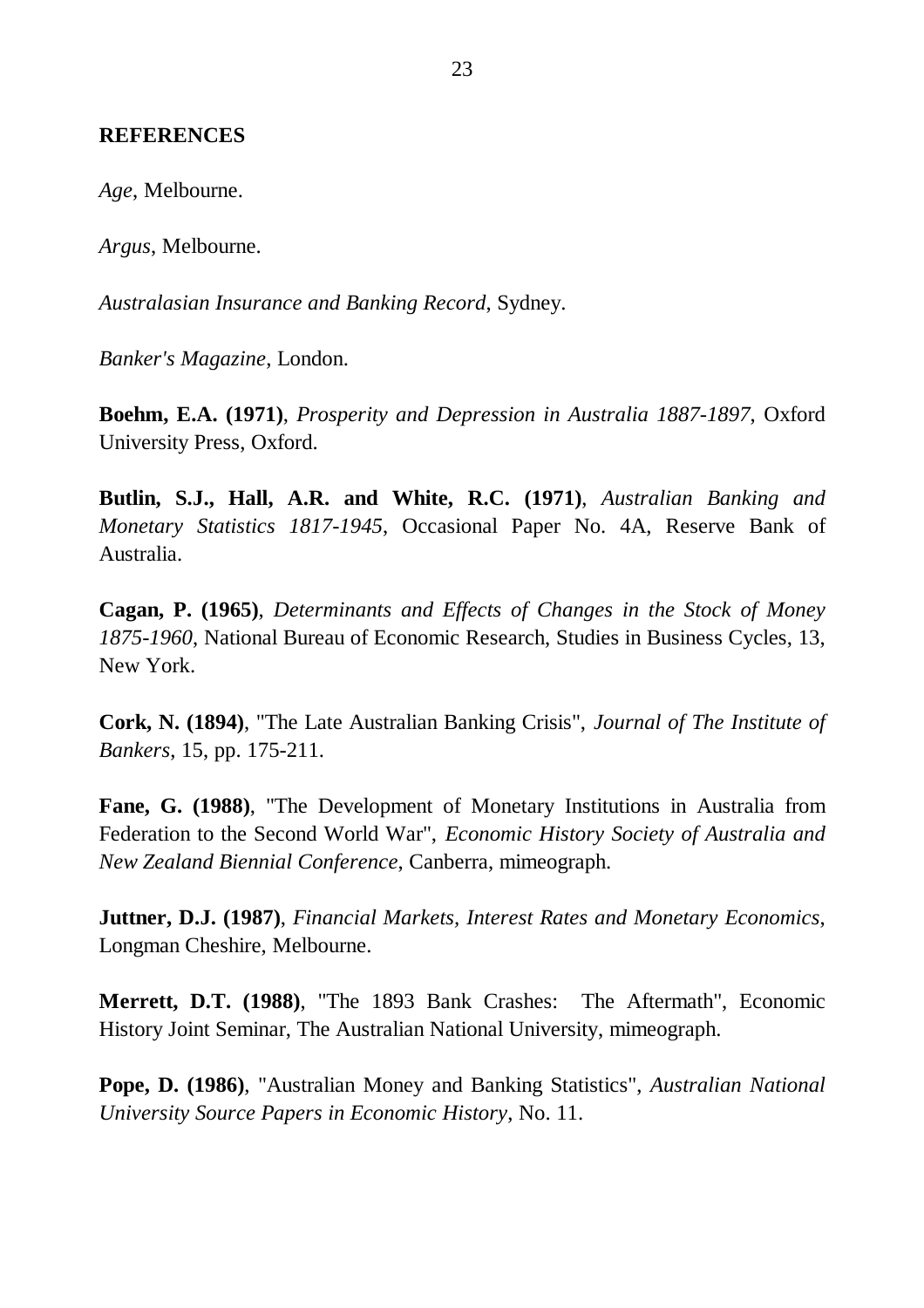## REFERENCES

*Age*, Melbourne.

*Argus*, Melbourne.

*Australasian Insurance and Banking Record*, Sydney.

*Banker's Magazine*, London.

**Boehm, E.A. (1971)**, *Prosperity and Depression in Australia 1887-1897*, Oxford University Press, Oxford.

**Butlin, S.J., Hall, A.R. and White, R.C. (1971)**, *Australian Banking and Monetary Statistics 1817-1945*, Occasional Paper No. 4A, Reserve Bank of Australia.

**Cagan, P. (1965)**, *Determinants and Effects of Changes in the Stock of Money 1875-1960*, National Bureau of Economic Research, Studies in Business Cycles, 13, New York.

**Cork, N. (1894)**, "The Late Australian Banking Crisis", *Journal of The Institute of Bankers*, 15, pp. 175-211.

**Fane, G. (1988)**, "The Development of Monetary Institutions in Australia from Federation to the Second World War", *Economic History Society of Australia and New Zealand Biennial Conference*, Canberra, mimeograph.

**Juttner, D.J. (1987)**, *Financial Markets, Interest Rates and Monetary Economics*, Longman Cheshire, Melbourne.

**Merrett, D.T. (1988)**, "The 1893 Bank Crashes: The Aftermath", Economic History Joint Seminar, The Australian National University, mimeograph.

**Pope, D. (1986)**, "Australian Money and Banking Statistics", *Australian National University Source Papers in Economic History*, No. 11.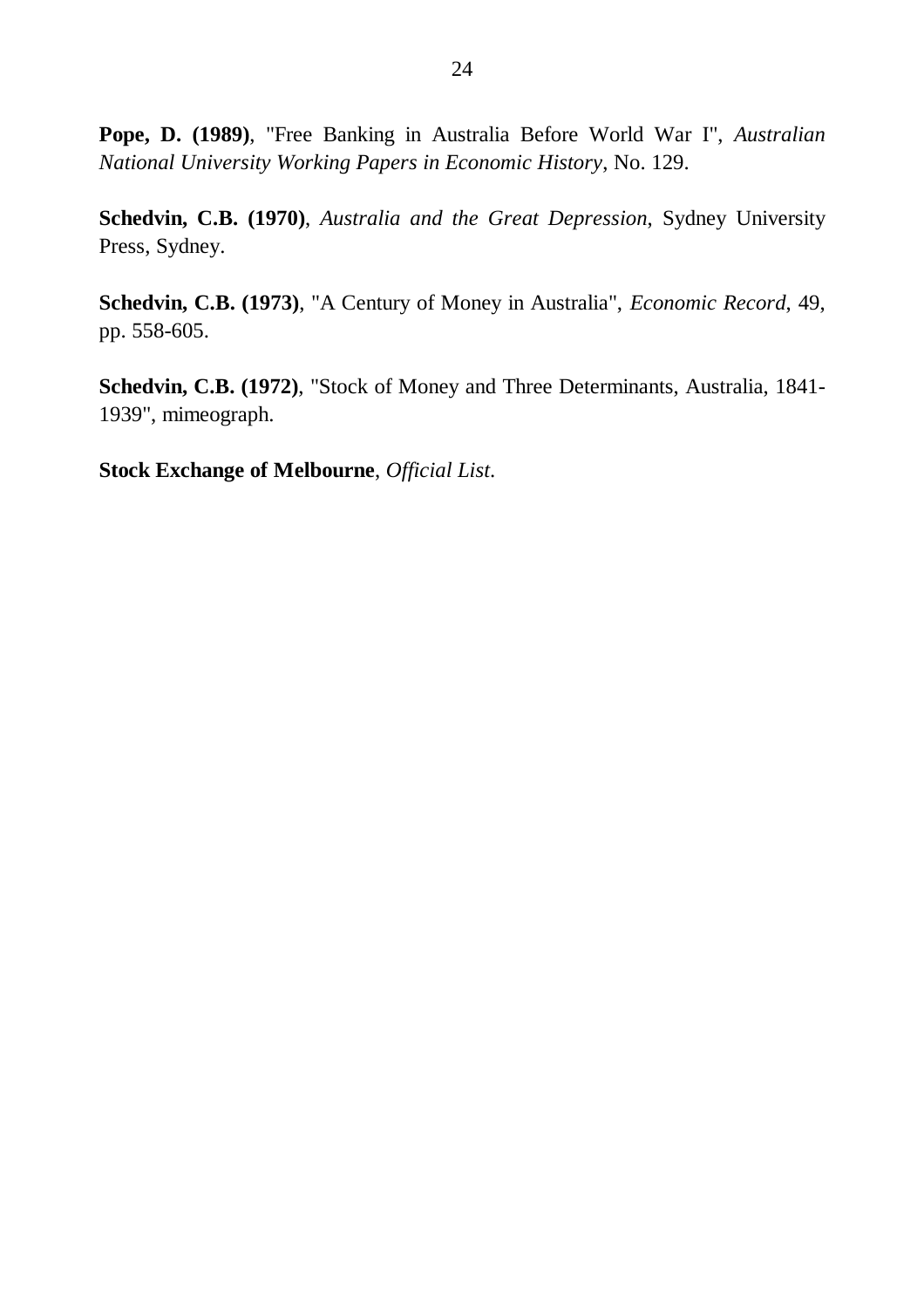**Pope, D. (1989)**, "Free Banking in Australia Before World War I", *Australian National University Working Papers in Economic History*, No. 129.

**Schedvin, C.B. (1970)**, *Australia and the Great Depression*, Sydney University Press, Sydney.

**Schedvin, C.B. (1973)**, "A Century of Money in Australia", *Economic Record*, 49, pp. 558-605.

**Schedvin, C.B. (1972)**, "Stock of Money and Three Determinants, Australia, 1841-1939", mimeograph.

**Stock Exchange of Melbourne**, *Official List*.